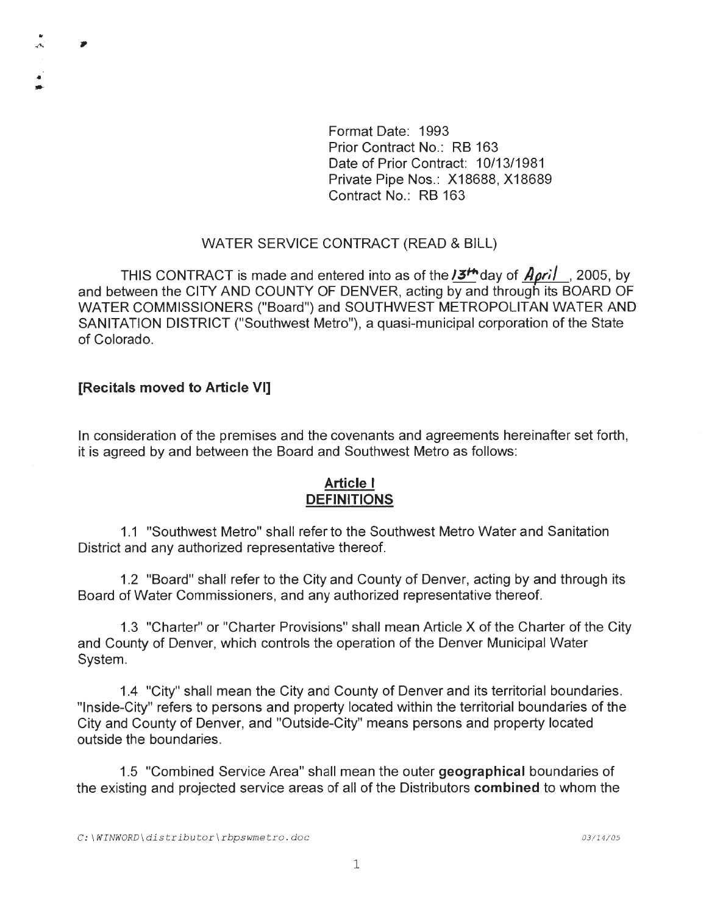Format Date: 1993
Prior Contract No.: RB 163
Date of Prior Contract: 10/13/1981
Private Pipe Nos.: X18688, X18689
Contract No.: RB 163

WATER SERVICE CONTRACT (READ & BILL)

THIS CONTRACT is made and entered into as of the *13th* day of *April*, 2005, by and between the CITY AND COUNTY OF DENVER, acting by and through its BOARD OF WATER COMMISSIONERS ("Board") and SOUTHWEST METROPOLITAN WATER AND SANITATION DISTRICT ("Southwest Metro"), a quasi-municipal corporation of the State of Colorado.

**[Recitals moved to Article VI]**

In consideration of the premises and the covenants and agreements hereinafter set forth, it is agreed by and between the Board and Southwest Metro as follows:

## Article I
## DEFINITIONS

1.1 "Southwest Metro" shall refer to the Southwest Metro Water and Sanitation District and any authorized representative thereof.

1.2 "Board" shall refer to the City and County of Denver, acting by and through its Board of Water Commissioners, and any authorized representative thereof.

1.3 "Charter" or "Charter Provisions" shall mean Article X of the Charter of the City and County of Denver, which controls the operation of the Denver Municipal Water System.

1.4 "City" shall mean the City and County of Denver and its territorial boundaries. "Inside-City" refers to persons and property located within the territorial boundaries of the City and County of Denver, and "Outside-City" means persons and property located outside the boundaries.

1.5 "Combined Service Area" shall mean the outer **geographical** boundaries of the existing and projected service areas of all of the Distributors **combined** to whom the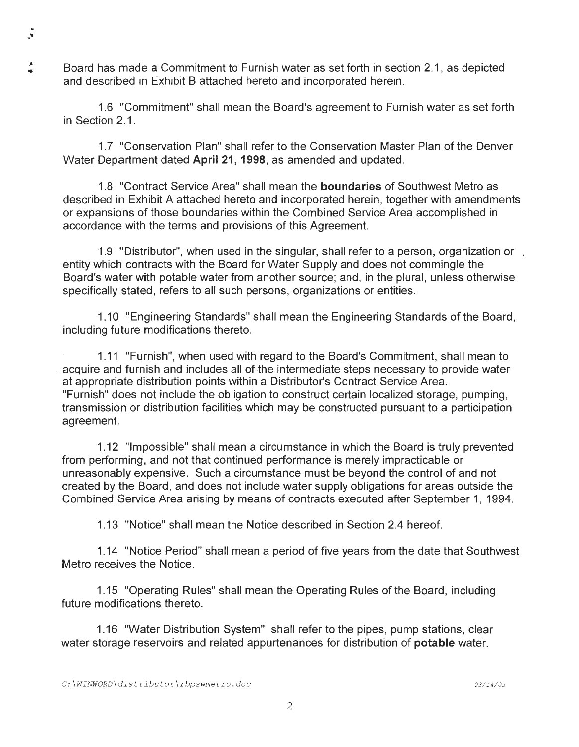Board has made a Commitment to Furnish water as set forth in section 2.1, as depicted and described in Exhibit B attached hereto and incorporated herein.

1.6 "Commitment" shall mean the Board's agreement to Furnish water as set forth in Section 2.1.

1.7 "Conservation Plan" shall refer to the Conservation Master Plan of the Denver Water Department dated **April 21, 1998**, as amended and updated.

1.8 "Contract Service Area" shall mean the **boundaries** of Southwest Metro as described in Exhibit A attached hereto and incorporated herein, together with amendments or expansions of those boundaries within the Combined Service Area accomplished in accordance with the terms and provisions of this Agreement.

1.9 "Distributor", when used in the singular, shall refer to a person, organization or entity which contracts with the Board for Water Supply and does not commingle the Board's water with potable water from another source; and, in the plural, unless otherwise specifically stated, refers to all such persons, organizations or entities.

1.10 "Engineering Standards" shall mean the Engineering Standards of the Board, including future modifications thereto.

1.11 "Furnish", when used with regard to the Board's Commitment, shall mean to acquire and furnish and includes all of the intermediate steps necessary to provide water at appropriate distribution points within a Distributor's Contract Service Area. "Furnish" does not include the obligation to construct certain localized storage, pumping, transmission or distribution facilities which may be constructed pursuant to a participation agreement.

1.12 "Impossible" shall mean a circumstance in which the Board is truly prevented from performing, and not that continued performance is merely impracticable or unreasonably expensive. Such a circumstance must be beyond the control of and not created by the Board, and does not include water supply obligations for areas outside the Combined Service Area arising by means of contracts executed after September 1, 1994.

1.13 "Notice" shall mean the Notice described in Section 2.4 hereof.

1.14 "Notice Period" shall mean a period of five years from the date that Southwest Metro receives the Notice.

1.15 "Operating Rules" shall mean the Operating Rules of the Board, including future modifications thereto.

1.16 "Water Distribution System" shall refer to the pipes, pump stations, clear water storage reservoirs and related appurtenances for distribution of **potable** water.

*C:\WINWORD\distributor\rbpswmetro.doc* 03/14/05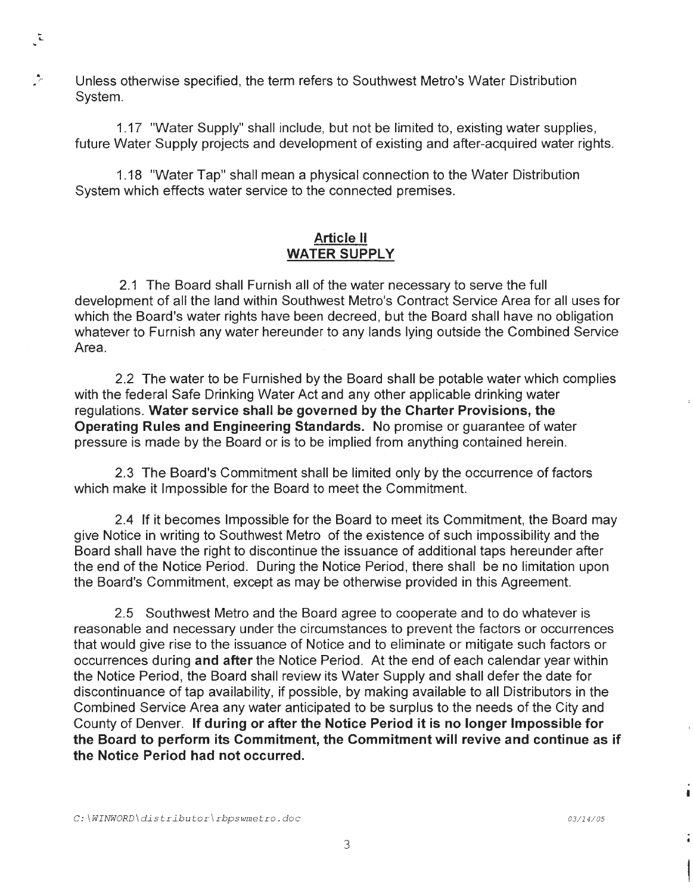Unless otherwise specified, the term refers to Southwest Metro's Water Distribution System.

1.17 "Water Supply" shall include, but not be limited to, existing water supplies, future Water Supply projects and development of existing and after-acquired water rights.

1.18 "Water Tap" shall mean a physical connection to the Water Distribution System which effects water service to the connected premises.

## Article II
## WATER SUPPLY

2.1 The Board shall Furnish all of the water necessary to serve the full development of all the land within Southwest Metro's Contract Service Area for all uses for which the Board's water rights have been decreed, but the Board shall have no obligation whatever to Furnish any water hereunder to any lands lying outside the Combined Service Area.

2.2 The water to be Furnished by the Board shall be potable water which complies with the federal Safe Drinking Water Act and any other applicable drinking water regulations. **Water service shall be governed by the Charter Provisions, the Operating Rules and Engineering Standards.** No promise or guarantee of water pressure is made by the Board or is to be implied from anything contained herein.

2.3 The Board's Commitment shall be limited only by the occurrence of factors which make it Impossible for the Board to meet the Commitment.

2.4 If it becomes Impossible for the Board to meet its Commitment, the Board may give Notice in writing to Southwest Metro of the existence of such impossibility and the Board shall have the right to discontinue the issuance of additional taps hereunder after the end of the Notice Period. During the Notice Period, there shall be no limitation upon the Board's Commitment, except as may be otherwise provided in this Agreement.

2.5 Southwest Metro and the Board agree to cooperate and to do whatever is reasonable and necessary under the circumstances to prevent the factors or occurrences that would give rise to the issuance of Notice and to eliminate or mitigate such factors or occurrences during **and after** the Notice Period. At the end of each calendar year within the Notice Period, the Board shall review its Water Supply and shall defer the date for discontinuance of tap availability, if possible, by making available to all Distributors in the Combined Service Area any water anticipated to be surplus to the needs of the City and County of Denver. **If during or after the Notice Period it is no longer Impossible for the Board to perform its Commitment, the Commitment will revive and continue as if the Notice Period had not occurred.**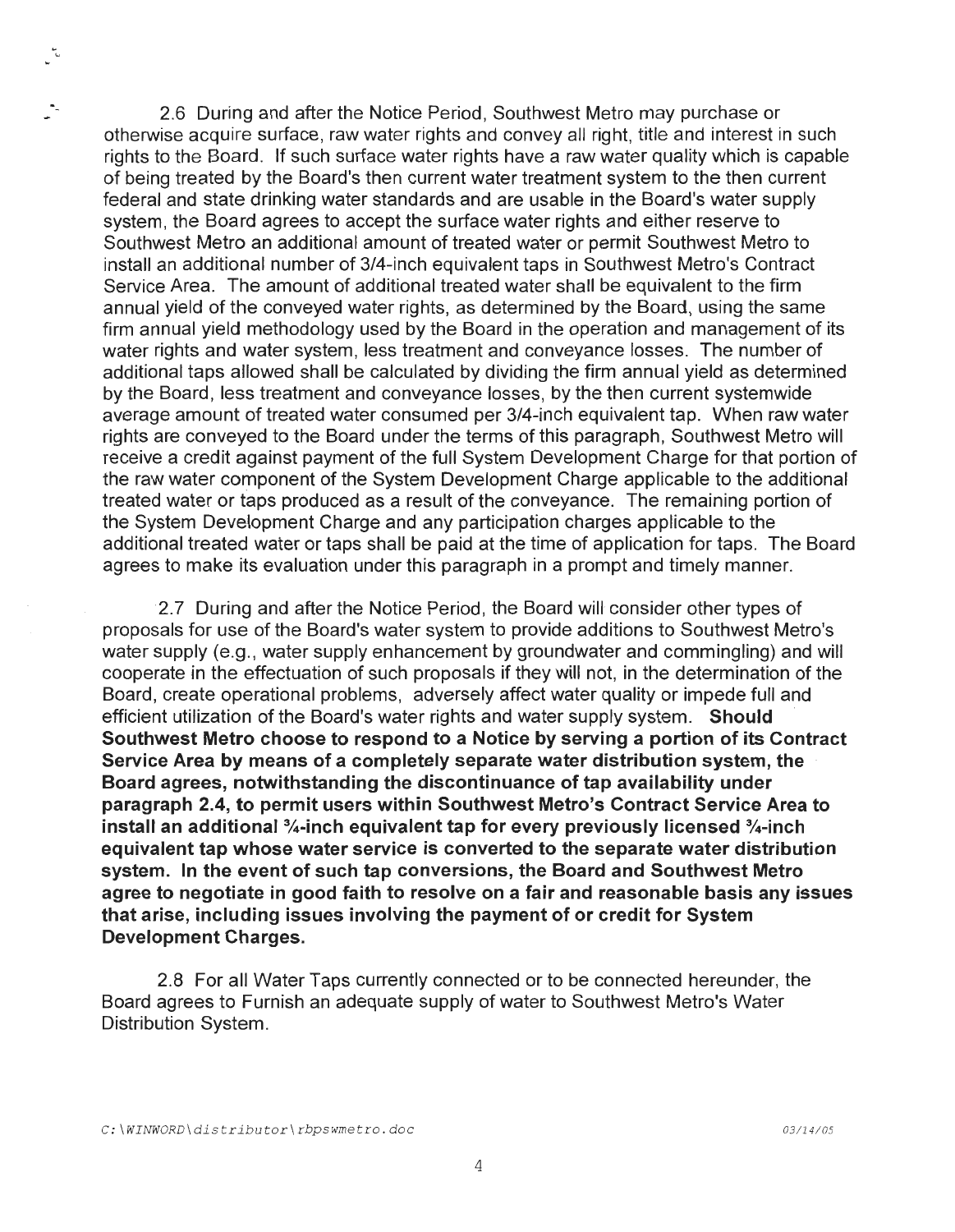2.6 During and after the Notice Period, Southwest Metro may purchase or otherwise acquire surface, raw water rights and convey all right, title and interest in such rights to the Board. If such surface water rights have a raw water quality which is capable of being treated by the Board's then current water treatment system to the then current federal and state drinking water standards and are usable in the Board's water supply system, the Board agrees to accept the surface water rights and either reserve to Southwest Metro an additional amount of treated water or permit Southwest Metro to install an additional number of 3/4-inch equivalent taps in Southwest Metro's Contract Service Area. The amount of additional treated water shall be equivalent to the firm annual yield of the conveyed water rights, as determined by the Board, using the same firm annual yield methodology used by the Board in the operation and management of its water rights and water system, less treatment and conveyance losses. The number of additional taps allowed shall be calculated by dividing the firm annual yield as determined by the Board, less treatment and conveyance losses, by the then current systemwide average amount of treated water consumed per 3/4-inch equivalent tap. When raw water rights are conveyed to the Board under the terms of this paragraph, Southwest Metro will receive a credit against payment of the full System Development Charge for that portion of the raw water component of the System Development Charge applicable to the additional treated water or taps produced as a result of the conveyance. The remaining portion of the System Development Charge and any participation charges applicable to the additional treated water or taps shall be paid at the time of application for taps. The Board agrees to make its evaluation under this paragraph in a prompt and timely manner.

2.7 During and after the Notice Period, the Board will consider other types of proposals for use of the Board's water system to provide additions to Southwest Metro's water supply (e.g., water supply enhancement by groundwater and commingling) and will cooperate in the effectuation of such proposals if they will not, in the determination of the Board, create operational problems, adversely affect water quality or impede full and efficient utilization of the Board's water rights and water supply system. **Should Southwest Metro choose to respond to a Notice by serving a portion of its Contract Service Area by means of a completely separate water distribution system, the Board agrees, notwithstanding the discontinuance of tap availability under paragraph 2.4, to permit users within Southwest Metro's Contract Service Area to install an additional ¾-inch equivalent tap for every previously licensed ¾-inch equivalent tap whose water service is converted to the separate water distribution system. In the event of such tap conversions, the Board and Southwest Metro agree to negotiate in good faith to resolve on a fair and reasonable basis any issues that arise, including issues involving the payment of or credit for System Development Charges.**

2.8 For all Water Taps currently connected or to be connected hereunder, the Board agrees to Furnish an adequate supply of water to Southwest Metro's Water Distribution System.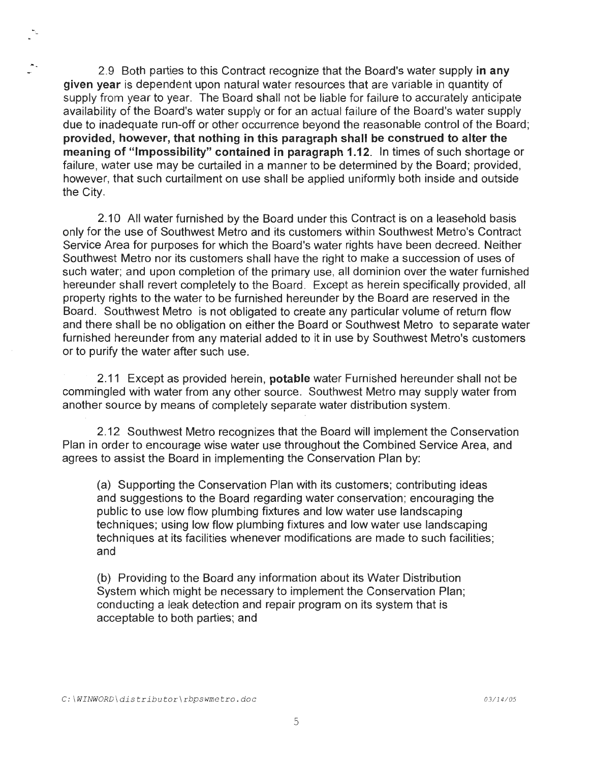2.9 Both parties to this Contract recognize that the Board's water supply **in any given year** is dependent upon natural water resources that are variable in quantity of supply from year to year. The Board shall not be liable for failure to accurately anticipate availability of the Board's water supply or for an actual failure of the Board's water supply due to inadequate run-off or other occurrence beyond the reasonable control of the Board; **provided, however, that nothing in this paragraph shall be construed to alter the meaning of "Impossibility" contained in paragraph 1.12**. In times of such shortage or failure, water use may be curtailed in a manner to be determined by the Board; provided, however, that such curtailment on use shall be applied uniformly both inside and outside the City.

2.10 All water furnished by the Board under this Contract is on a leasehold basis only for the use of Southwest Metro and its customers within Southwest Metro's Contract Service Area for purposes for which the Board's water rights have been decreed. Neither Southwest Metro nor its customers shall have the right to make a succession of uses of such water; and upon completion of the primary use, all dominion over the water furnished hereunder shall revert completely to the Board. Except as herein specifically provided, all property rights to the water to be furnished hereunder by the Board are reserved in the Board. Southwest Metro is not obligated to create any particular volume of return flow and there shall be no obligation on either the Board or Southwest Metro to separate water furnished hereunder from any material added to it in use by Southwest Metro's customers or to purify the water after such use.

2.11 Except as provided herein, **potable** water Furnished hereunder shall not be commingled with water from any other source. Southwest Metro may supply water from another source by means of completely separate water distribution system.

2.12 Southwest Metro recognizes that the Board will implement the Conservation Plan in order to encourage wise water use throughout the Combined Service Area, and agrees to assist the Board in implementing the Conservation Plan by:

(a) Supporting the Conservation Plan with its customers; contributing ideas and suggestions to the Board regarding water conservation; encouraging the public to use low flow plumbing fixtures and low water use landscaping techniques; using low flow plumbing fixtures and low water use landscaping techniques at its facilities whenever modifications are made to such facilities; and

(b) Providing to the Board any information about its Water Distribution System which might be necessary to implement the Conservation Plan; conducting a leak detection and repair program on its system that is acceptable to both parties; and

C:\WINWORD\distributor\rbpswmetro.doc 03/14/05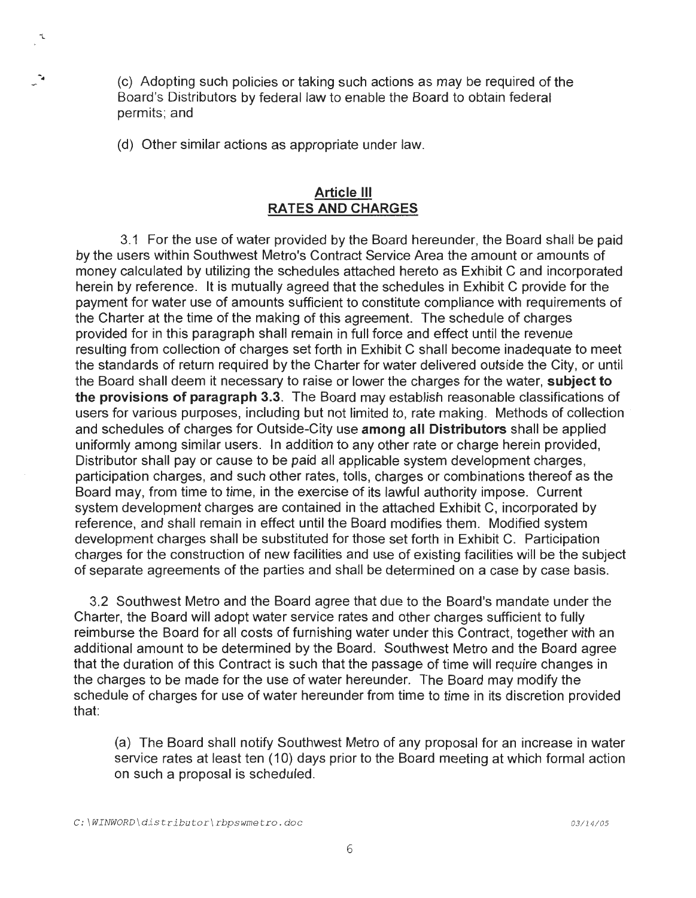(c) Adopting such policies or taking such actions as may be required of the Board's Distributors by federal law to enable the Board to obtain federal permits; and

(d) Other similar actions as appropriate under law.

## Article III
## RATES AND CHARGES

3.1 For the use of water provided by the Board hereunder, the Board shall be paid by the users within Southwest Metro's Contract Service Area the amount or amounts of money calculated by utilizing the schedules attached hereto as Exhibit C and incorporated herein by reference. It is mutually agreed that the schedules in Exhibit C provide for the payment for water use of amounts sufficient to constitute compliance with requirements of the Charter at the time of the making of this agreement. The schedule of charges provided for in this paragraph shall remain in full force and effect until the revenue resulting from collection of charges set forth in Exhibit C shall become inadequate to meet the standards of return required by the Charter for water delivered outside the City, or until the Board shall deem it necessary to raise or lower the charges for the water, **subject to the provisions of paragraph 3.3**. The Board may establish reasonable classifications of users for various purposes, including but not limited to, rate making. Methods of collection and schedules of charges for Outside-City use **among all Distributors** shall be applied uniformly among similar users. In addition to any other rate or charge herein provided, Distributor shall pay or cause to be paid all applicable system development charges, participation charges, and such other rates, tolls, charges or combinations thereof as the Board may, from time to time, in the exercise of its lawful authority impose. Current system development charges are contained in the attached Exhibit C, incorporated by reference, and shall remain in effect until the Board modifies them. Modified system development charges shall be substituted for those set forth in Exhibit C. Participation charges for the construction of new facilities and use of existing facilities will be the subject of separate agreements of the parties and shall be determined on a case by case basis.

3.2 Southwest Metro and the Board agree that due to the Board's mandate under the Charter, the Board will adopt water service rates and other charges sufficient to fully reimburse the Board for all costs of furnishing water under this Contract, together with an additional amount to be determined by the Board. Southwest Metro and the Board agree that the duration of this Contract is such that the passage of time will require changes in the charges to be made for the use of water hereunder. The Board may modify the schedule of charges for use of water hereunder from time to time in its discretion provided that:

(a) The Board shall notify Southwest Metro of any proposal for an increase in water service rates at least ten (10) days prior to the Board meeting at which formal action on such a proposal is scheduled.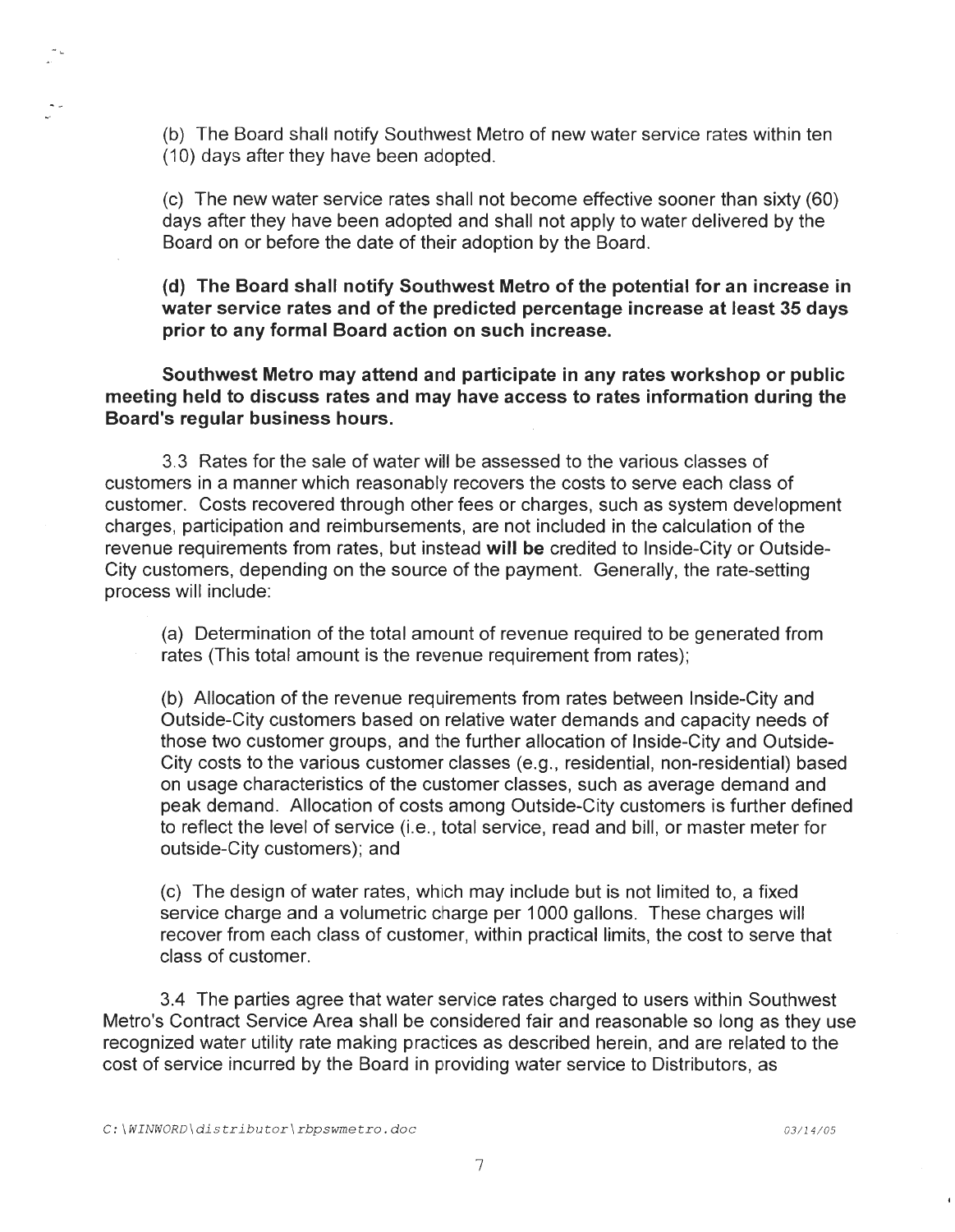(b) The Board shall notify Southwest Metro of new water service rates within ten (10) days after they have been adopted.

(c) The new water service rates shall not become effective sooner than sixty (60) days after they have been adopted and shall not apply to water delivered by the Board on or before the date of their adoption by the Board.

**(d) The Board shall notify Southwest Metro of the potential for an increase in water service rates and of the predicted percentage increase at least 35 days prior to any formal Board action on such increase.**

**Southwest Metro may attend and participate in any rates workshop or public meeting held to discuss rates and may have access to rates information during the Board's regular business hours.**

3.3 Rates for the sale of water will be assessed to the various classes of customers in a manner which reasonably recovers the costs to serve each class of customer. Costs recovered through other fees or charges, such as system development charges, participation and reimbursements, are not included in the calculation of the revenue requirements from rates, but instead **will be** credited to Inside-City or Outside-City customers, depending on the source of the payment. Generally, the rate-setting process will include:

(a) Determination of the total amount of revenue required to be generated from rates (This total amount is the revenue requirement from rates);

(b) Allocation of the revenue requirements from rates between Inside-City and Outside-City customers based on relative water demands and capacity needs of those two customer groups, and the further allocation of Inside-City and Outside-City costs to the various customer classes (e.g., residential, non-residential) based on usage characteristics of the customer classes, such as average demand and peak demand. Allocation of costs among Outside-City customers is further defined to reflect the level of service (i.e., total service, read and bill, or master meter for outside-City customers); and

(c) The design of water rates, which may include but is not limited to, a fixed service charge and a volumetric charge per 1000 gallons. These charges will recover from each class of customer, within practical limits, the cost to serve that class of customer.

3.4 The parties agree that water service rates charged to users within Southwest Metro's Contract Service Area shall be considered fair and reasonable so long as they use recognized water utility rate making practices as described herein, and are related to the cost of service incurred by the Board in providing water service to Distributors, as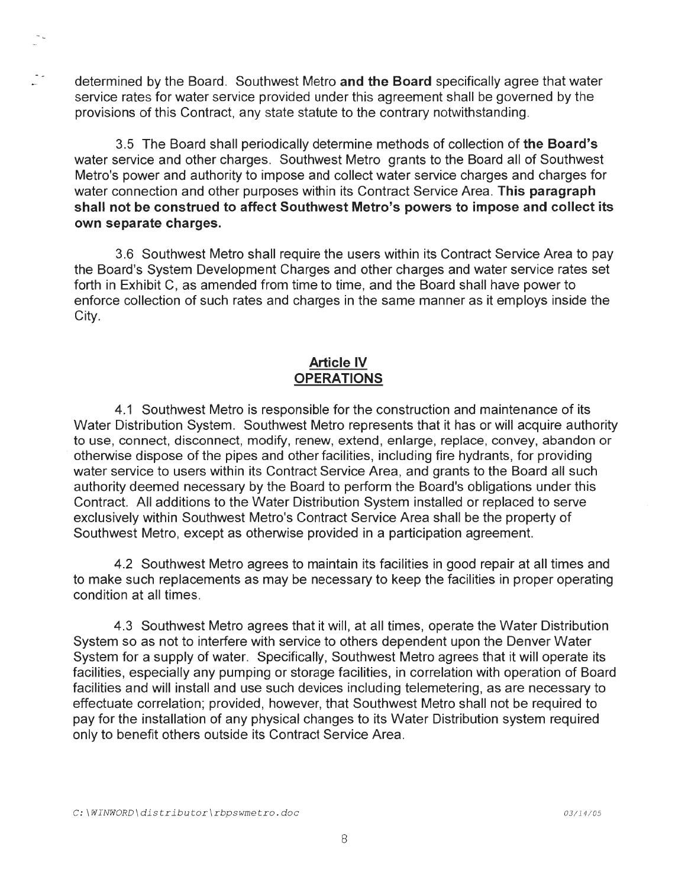determined by the Board. Southwest Metro **and the Board** specifically agree that water service rates for water service provided under this agreement shall be governed by the provisions of this Contract, any state statute to the contrary notwithstanding.

3.5 The Board shall periodically determine methods of collection of **the Board's** water service and other charges. Southwest Metro grants to the Board all of Southwest Metro's power and authority to impose and collect water service charges and charges for water connection and other purposes within its Contract Service Area. **This paragraph shall not be construed to affect Southwest Metro's powers to impose and collect its own separate charges.**

3.6 Southwest Metro shall require the users within its Contract Service Area to pay the Board's System Development Charges and other charges and water service rates set forth in Exhibit C, as amended from time to time, and the Board shall have power to enforce collection of such rates and charges in the same manner as it employs inside the City.

## Article IV
## OPERATIONS

4.1 Southwest Metro is responsible for the construction and maintenance of its Water Distribution System. Southwest Metro represents that it has or will acquire authority to use, connect, disconnect, modify, renew, extend, enlarge, replace, convey, abandon or otherwise dispose of the pipes and other facilities, including fire hydrants, for providing water service to users within its Contract Service Area, and grants to the Board all such authority deemed necessary by the Board to perform the Board's obligations under this Contract. All additions to the Water Distribution System installed or replaced to serve exclusively within Southwest Metro's Contract Service Area shall be the property of Southwest Metro, except as otherwise provided in a participation agreement.

4.2 Southwest Metro agrees to maintain its facilities in good repair at all times and to make such replacements as may be necessary to keep the facilities in proper operating condition at all times.

4.3 Southwest Metro agrees that it will, at all times, operate the Water Distribution System so as not to interfere with service to others dependent upon the Denver Water System for a supply of water. Specifically, Southwest Metro agrees that it will operate its facilities, especially any pumping or storage facilities, in correlation with operation of Board facilities and will install and use such devices including telemetering, as are necessary to effectuate correlation; provided, however, that Southwest Metro shall not be required to pay for the installation of any physical changes to its Water Distribution system required only to benefit others outside its Contract Service Area.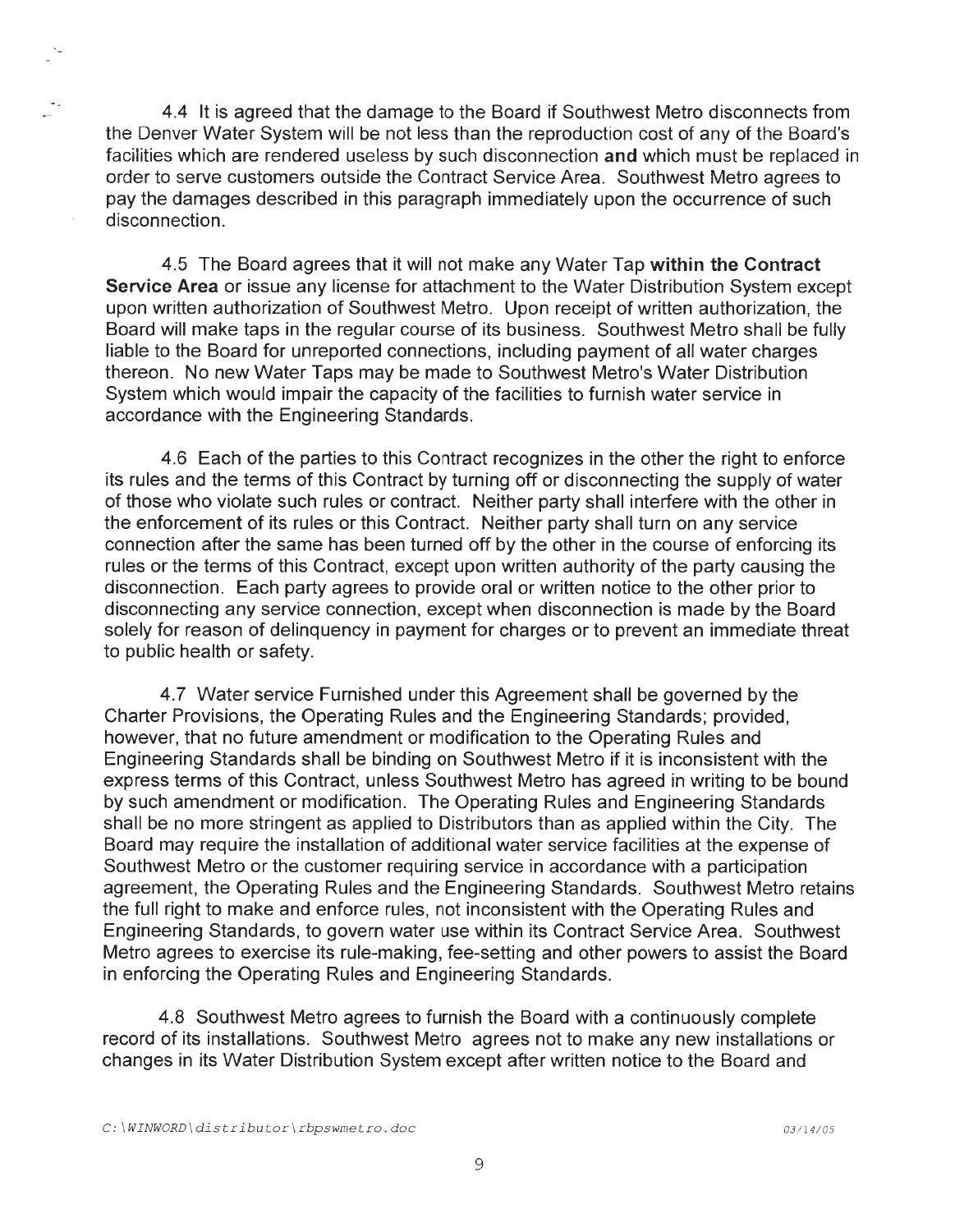4.4 It is agreed that the damage to the Board if Southwest Metro disconnects from the Denver Water System will be not less than the reproduction cost of any of the Board's facilities which are rendered useless by such disconnection **and** which must be replaced in order to serve customers outside the Contract Service Area. Southwest Metro agrees to pay the damages described in this paragraph immediately upon the occurrence of such disconnection.

4.5 The Board agrees that it will not make any Water Tap **within the Contract Service Area** or issue any license for attachment to the Water Distribution System except upon written authorization of Southwest Metro. Upon receipt of written authorization, the Board will make taps in the regular course of its business. Southwest Metro shall be fully liable to the Board for unreported connections, including payment of all water charges thereon. No new Water Taps may be made to Southwest Metro's Water Distribution System which would impair the capacity of the facilities to furnish water service in accordance with the Engineering Standards.

4.6 Each of the parties to this Contract recognizes in the other the right to enforce its rules and the terms of this Contract by turning off or disconnecting the supply of water of those who violate such rules or contract. Neither party shall interfere with the other in the enforcement of its rules or this Contract. Neither party shall turn on any service connection after the same has been turned off by the other in the course of enforcing its rules or the terms of this Contract, except upon written authority of the party causing the disconnection. Each party agrees to provide oral or written notice to the other prior to disconnecting any service connection, except when disconnection is made by the Board solely for reason of delinquency in payment for charges or to prevent an immediate threat to public health or safety.

4.7 Water service Furnished under this Agreement shall be governed by the Charter Provisions, the Operating Rules and the Engineering Standards; provided, however, that no future amendment or modification to the Operating Rules and Engineering Standards shall be binding on Southwest Metro if it is inconsistent with the express terms of this Contract, unless Southwest Metro has agreed in writing to be bound by such amendment or modification. The Operating Rules and Engineering Standards shall be no more stringent as applied to Distributors than as applied within the City. The Board may require the installation of additional water service facilities at the expense of Southwest Metro or the customer requiring service in accordance with a participation agreement, the Operating Rules and the Engineering Standards. Southwest Metro retains the full right to make and enforce rules, not inconsistent with the Operating Rules and Engineering Standards, to govern water use within its Contract Service Area. Southwest Metro agrees to exercise its rule-making, fee-setting and other powers to assist the Board in enforcing the Operating Rules and Engineering Standards.

4.8 Southwest Metro agrees to furnish the Board with a continuously complete record of its installations. Southwest Metro agrees not to make any new installations or changes in its Water Distribution System except after written notice to the Board and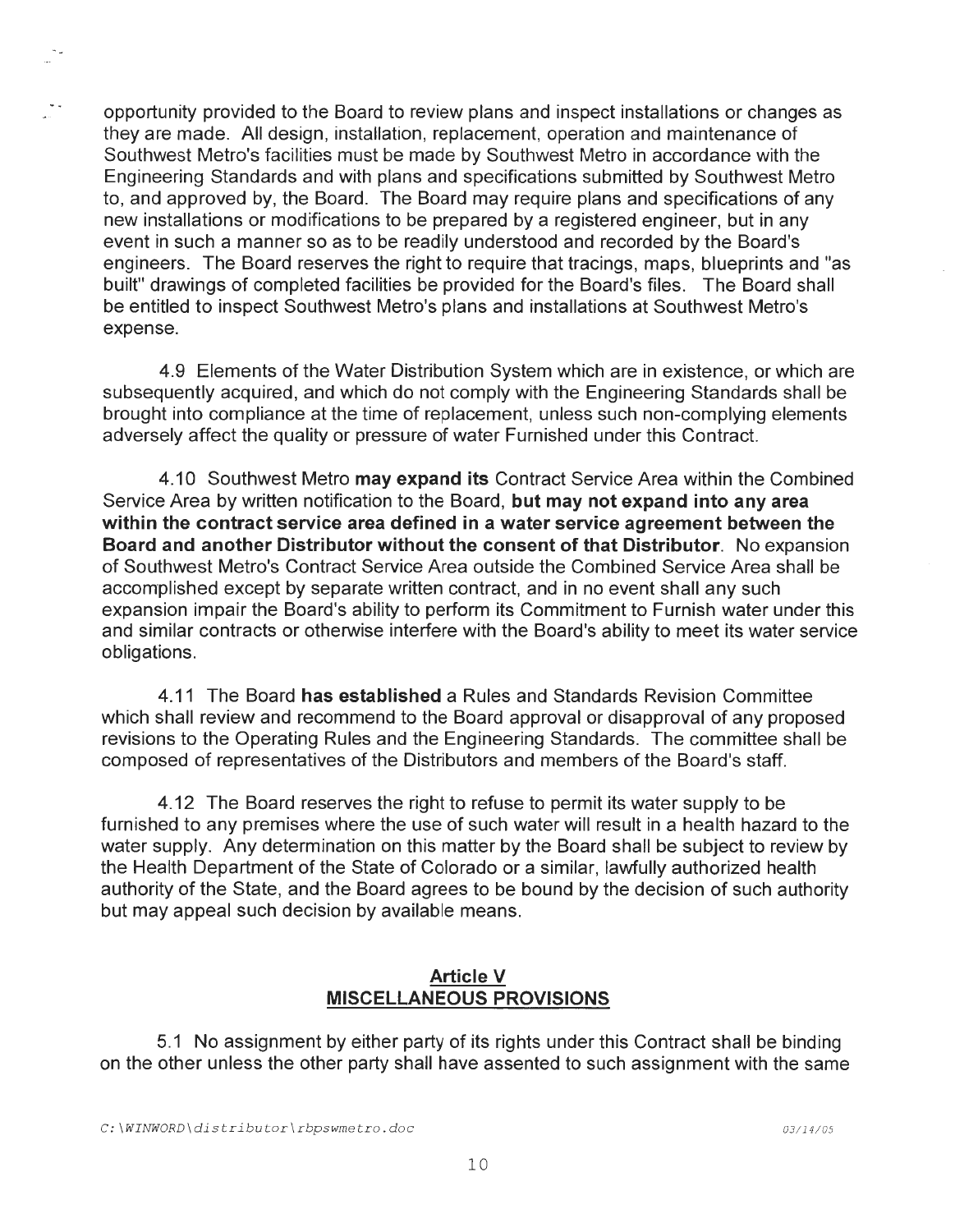opportunity provided to the Board to review plans and inspect installations or changes as they are made. All design, installation, replacement, operation and maintenance of Southwest Metro's facilities must be made by Southwest Metro in accordance with the Engineering Standards and with plans and specifications submitted by Southwest Metro to, and approved by, the Board. The Board may require plans and specifications of any new installations or modifications to be prepared by a registered engineer, but in any event in such a manner so as to be readily understood and recorded by the Board's engineers. The Board reserves the right to require that tracings, maps, blueprints and "as built" drawings of completed facilities be provided for the Board's files. The Board shall be entitled to inspect Southwest Metro's plans and installations at Southwest Metro's expense.

4.9 Elements of the Water Distribution System which are in existence, or which are subsequently acquired, and which do not comply with the Engineering Standards shall be brought into compliance at the time of replacement, unless such non-complying elements adversely affect the quality or pressure of water Furnished under this Contract.

4.10 Southwest Metro **may expand its** Contract Service Area within the Combined Service Area by written notification to the Board, **but may not expand into any area within the contract service area defined in a water service agreement between the Board and another Distributor without the consent of that Distributor**. No expansion of Southwest Metro's Contract Service Area outside the Combined Service Area shall be accomplished except by separate written contract, and in no event shall any such expansion impair the Board's ability to perform its Commitment to Furnish water under this and similar contracts or otherwise interfere with the Board's ability to meet its water service obligations.

4.11 The Board **has established** a Rules and Standards Revision Committee which shall review and recommend to the Board approval or disapproval of any proposed revisions to the Operating Rules and the Engineering Standards. The committee shall be composed of representatives of the Distributors and members of the Board's staff.

4.12 The Board reserves the right to refuse to permit its water supply to be furnished to any premises where the use of such water will result in a health hazard to the water supply. Any determination on this matter by the Board shall be subject to review by the Health Department of the State of Colorado or a similar, lawfully authorized health authority of the State, and the Board agrees to be bound by the decision of such authority but may appeal such decision by available means.

## Article V
## MISCELLANEOUS PROVISIONS

5.1 No assignment by either party of its rights under this Contract shall be binding on the other unless the other party shall have assented to such assignment with the same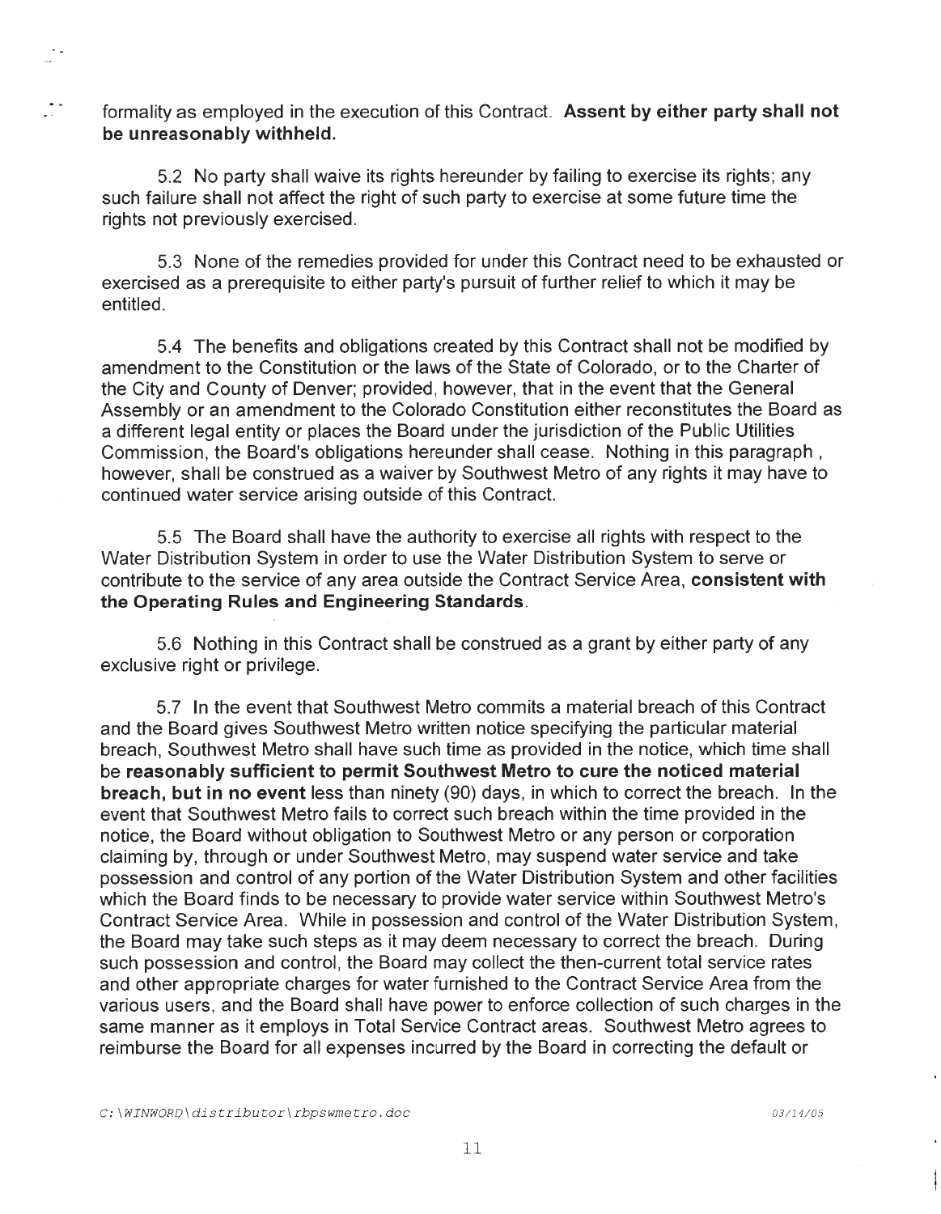formality as employed in the execution of this Contract. **Assent by either party shall not be unreasonably withheld.**

5.2 No party shall waive its rights hereunder by failing to exercise its rights; any such failure shall not affect the right of such party to exercise at some future time the rights not previously exercised.

5.3 None of the remedies provided for under this Contract need to be exhausted or exercised as a prerequisite to either party's pursuit of further relief to which it may be entitled.

5.4 The benefits and obligations created by this Contract shall not be modified by amendment to the Constitution or the laws of the State of Colorado, or to the Charter of the City and County of Denver; provided, however, that in the event that the General Assembly or an amendment to the Colorado Constitution either reconstitutes the Board as a different legal entity or places the Board under the jurisdiction of the Public Utilities Commission, the Board's obligations hereunder shall cease. Nothing in this paragraph , however, shall be construed as a waiver by Southwest Metro of any rights it may have to continued water service arising outside of this Contract.

5.5 The Board shall have the authority to exercise all rights with respect to the Water Distribution System in order to use the Water Distribution System to serve or contribute to the service of any area outside the Contract Service Area, **consistent with the Operating Rules and Engineering Standards**.

5.6 Nothing in this Contract shall be construed as a grant by either party of any exclusive right or privilege.

5.7 In the event that Southwest Metro commits a material breach of this Contract and the Board gives Southwest Metro written notice specifying the particular material breach, Southwest Metro shall have such time as provided in the notice, which time shall be **reasonably sufficient to permit Southwest Metro to cure the noticed material breach, but in no event** less than ninety (90) days, in which to correct the breach. In the event that Southwest Metro fails to correct such breach within the time provided in the notice, the Board without obligation to Southwest Metro or any person or corporation claiming by, through or under Southwest Metro, may suspend water service and take possession and control of any portion of the Water Distribution System and other facilities which the Board finds to be necessary to provide water service within Southwest Metro's Contract Service Area. While in possession and control of the Water Distribution System, the Board may take such steps as it may deem necessary to correct the breach. During such possession and control, the Board may collect the then-current total service rates and other appropriate charges for water furnished to the Contract Service Area from the various users, and the Board shall have power to enforce collection of such charges in the same manner as it employs in Total Service Contract areas. Southwest Metro agrees to reimburse the Board for all expenses incurred by the Board in correcting the default or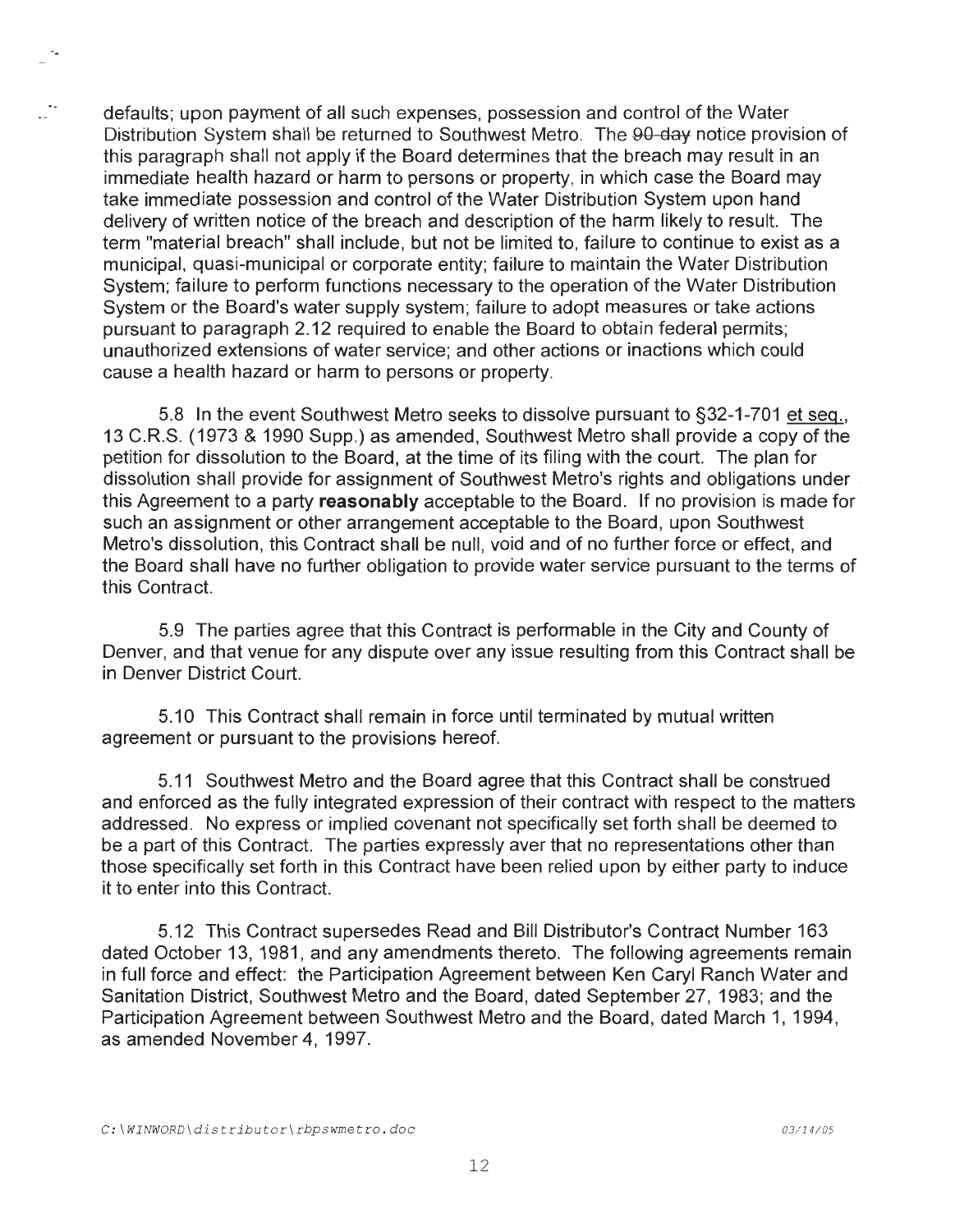defaults; upon payment of all such expenses, possession and control of the Water Distribution System shall be returned to Southwest Metro. The ~~90-day~~ notice provision of this paragraph shall not apply if the Board determines that the breach may result in an immediate health hazard or harm to persons or property, in which case the Board may take immediate possession and control of the Water Distribution System upon hand delivery of written notice of the breach and description of the harm likely to result. The term "material breach" shall include, but not be limited to, failure to continue to exist as a municipal, quasi-municipal or corporate entity; failure to maintain the Water Distribution System; failure to perform functions necessary to the operation of the Water Distribution System or the Board's water supply system; failure to adopt measures or take actions pursuant to paragraph 2.12 required to enable the Board to obtain federal permits; unauthorized extensions of water service; and other actions or inactions which could cause a health hazard or harm to persons or property.

5.8 In the event Southwest Metro seeks to dissolve pursuant to §32-1-701 et seq., 13 C.R.S. (1973 & 1990 Supp.) as amended, Southwest Metro shall provide a copy of the petition for dissolution to the Board, at the time of its filing with the court. The plan for dissolution shall provide for assignment of Southwest Metro's rights and obligations under this Agreement to a party **reasonably** acceptable to the Board. If no provision is made for such an assignment or other arrangement acceptable to the Board, upon Southwest Metro's dissolution, this Contract shall be null, void and of no further force or effect, and the Board shall have no further obligation to provide water service pursuant to the terms of this Contract.

5.9 The parties agree that this Contract is performable in the City and County of Denver, and that venue for any dispute over any issue resulting from this Contract shall be in Denver District Court.

5.10 This Contract shall remain in force until terminated by mutual written agreement or pursuant to the provisions hereof.

5.11 Southwest Metro and the Board agree that this Contract shall be construed and enforced as the fully integrated expression of their contract with respect to the matters addressed. No express or implied covenant not specifically set forth shall be deemed to be a part of this Contract. The parties expressly aver that no representations other than those specifically set forth in this Contract have been relied upon by either party to induce it to enter into this Contract.

5.12 This Contract supersedes Read and Bill Distributor's Contract Number 163 dated October 13, 1981, and any amendments thereto. The following agreements remain in full force and effect: the Participation Agreement between Ken Caryl Ranch Water and Sanitation District, Southwest Metro and the Board, dated September 27, 1983; and the Participation Agreement between Southwest Metro and the Board, dated March 1, 1994, as amended November 4, 1997.

C:\WINWORD\distributor\rbpswmetro.doc 03/14/05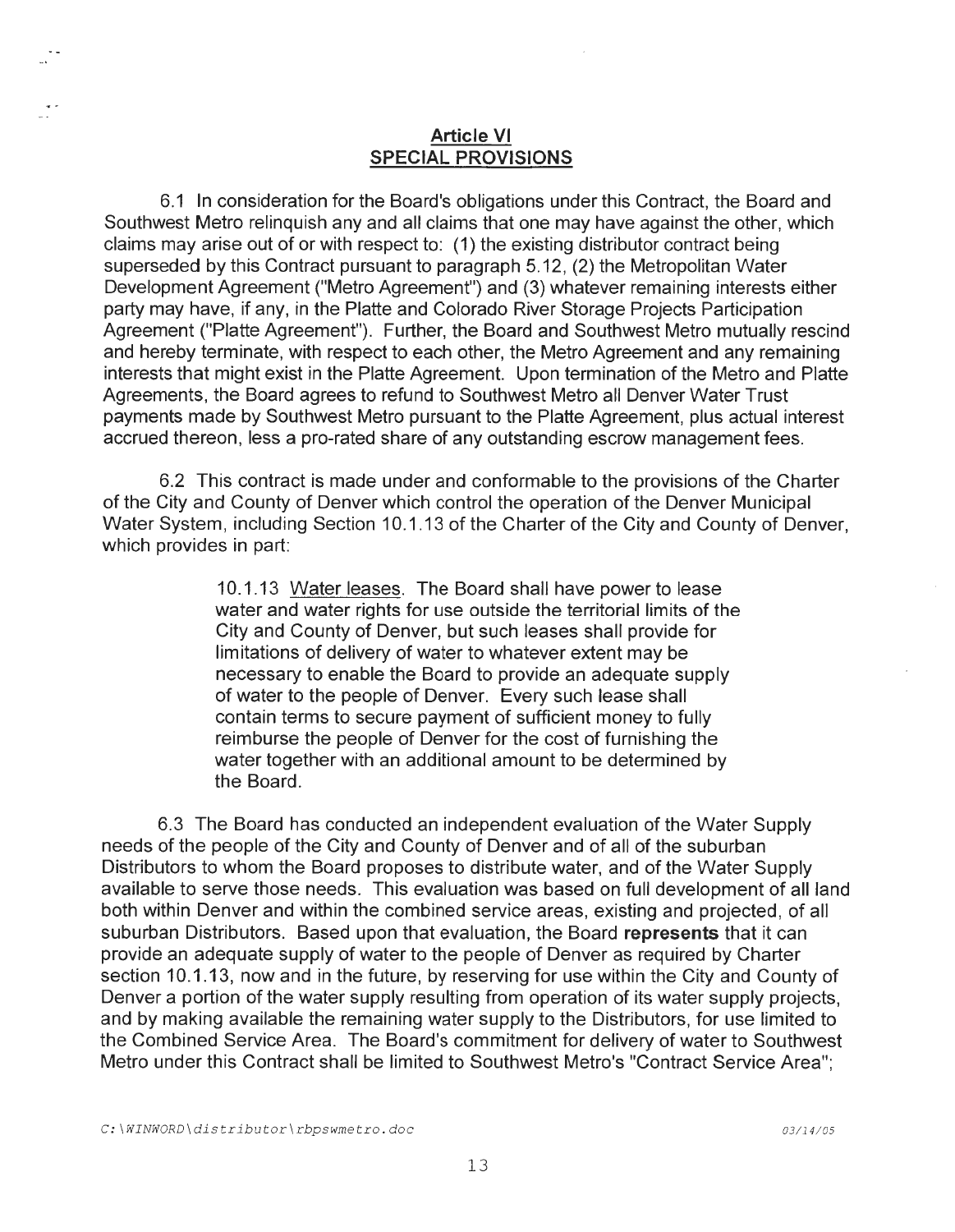## Article VI
## SPECIAL PROVISIONS

6.1 In consideration for the Board's obligations under this Contract, the Board and Southwest Metro relinquish any and all claims that one may have against the other, which claims may arise out of or with respect to: (1) the existing distributor contract being superseded by this Contract pursuant to paragraph 5.12, (2) the Metropolitan Water Development Agreement ("Metro Agreement") and (3) whatever remaining interests either party may have, if any, in the Platte and Colorado River Storage Projects Participation Agreement ("Platte Agreement"). Further, the Board and Southwest Metro mutually rescind and hereby terminate, with respect to each other, the Metro Agreement and any remaining interests that might exist in the Platte Agreement. Upon termination of the Metro and Platte Agreements, the Board agrees to refund to Southwest Metro all Denver Water Trust payments made by Southwest Metro pursuant to the Platte Agreement, plus actual interest accrued thereon, less a pro-rated share of any outstanding escrow management fees.

6.2 This contract is made under and conformable to the provisions of the Charter of the City and County of Denver which control the operation of the Denver Municipal Water System, including Section 10.1.13 of the Charter of the City and County of Denver, which provides in part:

> 10.1.13 Water leases. The Board shall have power to lease water and water rights for use outside the territorial limits of the City and County of Denver, but such leases shall provide for limitations of delivery of water to whatever extent may be necessary to enable the Board to provide an adequate supply of water to the people of Denver. Every such lease shall contain terms to secure payment of sufficient money to fully reimburse the people of Denver for the cost of furnishing the water together with an additional amount to be determined by the Board.

6.3 The Board has conducted an independent evaluation of the Water Supply needs of the people of the City and County of Denver and of all of the suburban Distributors to whom the Board proposes to distribute water, and of the Water Supply available to serve those needs. This evaluation was based on full development of all land both within Denver and within the combined service areas, existing and projected, of all suburban Distributors. Based upon that evaluation, the Board **represents** that it can provide an adequate supply of water to the people of Denver as required by Charter section 10.1.13, now and in the future, by reserving for use within the City and County of Denver a portion of the water supply resulting from operation of its water supply projects, and by making available the remaining water supply to the Distributors, for use limited to the Combined Service Area. The Board's commitment for delivery of water to Southwest Metro under this Contract shall be limited to Southwest Metro's "Contract Service Area";

C:\WINWORD\distributor\rbpswmetro.doc 03/14/05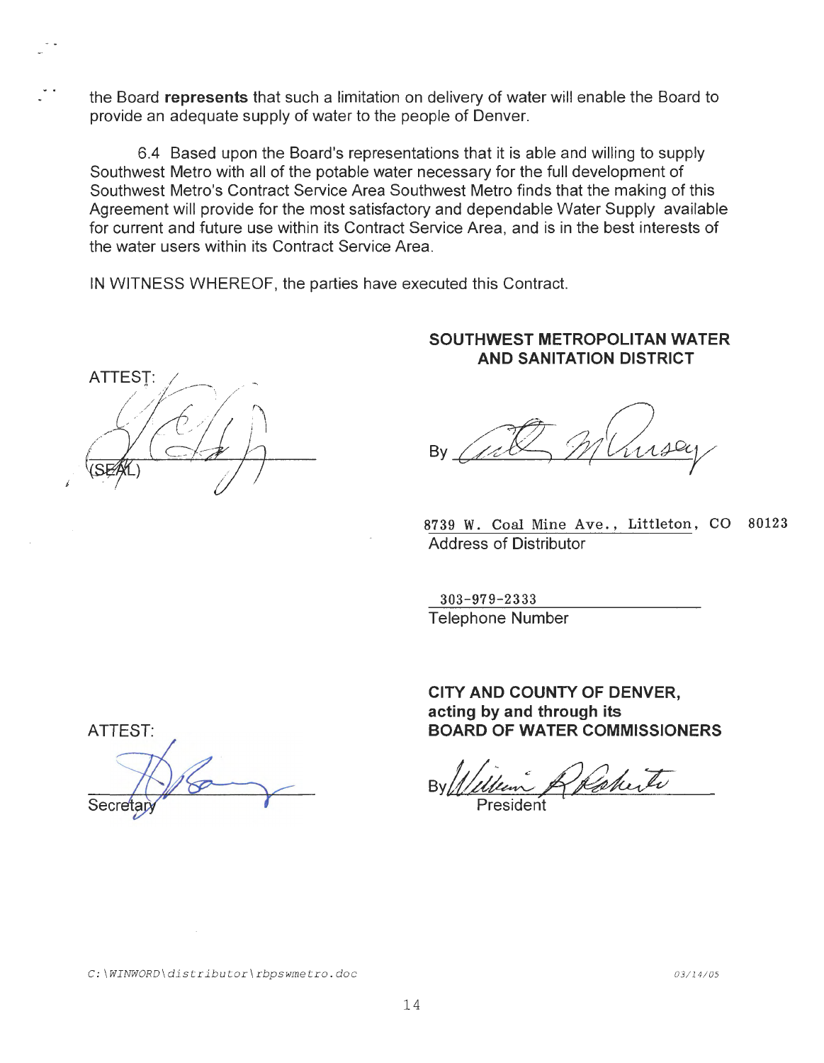the Board **represents** that such a limitation on delivery of water will enable the Board to provide an adequate supply of water to the people of Denver.

6.4 Based upon the Board's representations that it is able and willing to supply Southwest Metro with all of the potable water necessary for the full development of Southwest Metro's Contract Service Area Southwest Metro finds that the making of this Agreement will provide for the most satisfactory and dependable Water Supply available for current and future use within its Contract Service Area, and is in the best interests of the water users within its Contract Service Area.

IN WITNESS WHEREOF, the parties have executed this Contract.

**SOUTHWEST METROPOLITAN WATER AND SANITATION DISTRICT**

ATTEST:

(SEAL)

By

8739 W. Coal Mine Ave., Littleton, CO 80123
Address of Distributor

303-979-2333
Telephone Number

**CITY AND COUNTY OF DENVER, acting by and through its BOARD OF WATER COMMISSIONERS**

ATTEST:

Secretary

By
President

C:\WINWORD\distributor\rbpswmetro.doc 03/14/05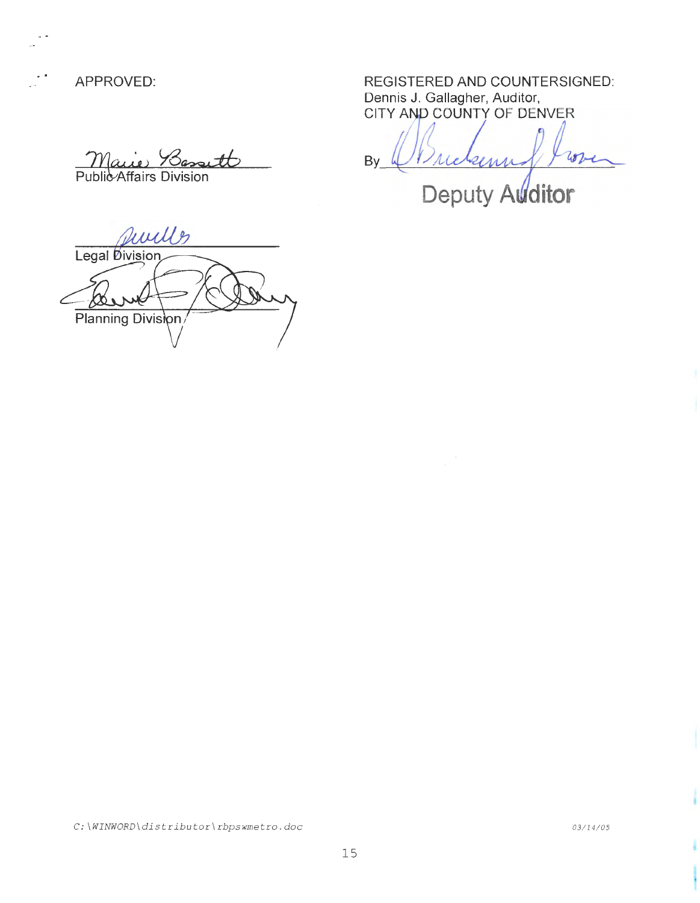APPROVED:

Public Affairs Division

Legal Division

Planning Division

REGISTERED AND COUNTERSIGNED:
Dennis J. Gallagher, Auditor,
CITY AND COUNTY OF DENVER

By\_\_\_\_\_\_\_\_\_\_\_\_\_\_\_\_\_\_\_\_\_\_\_\_\_\_\_\_

Deputy Auditor

*C:\WINWORD\distributor\rbpswmetro.doc* 03/14/05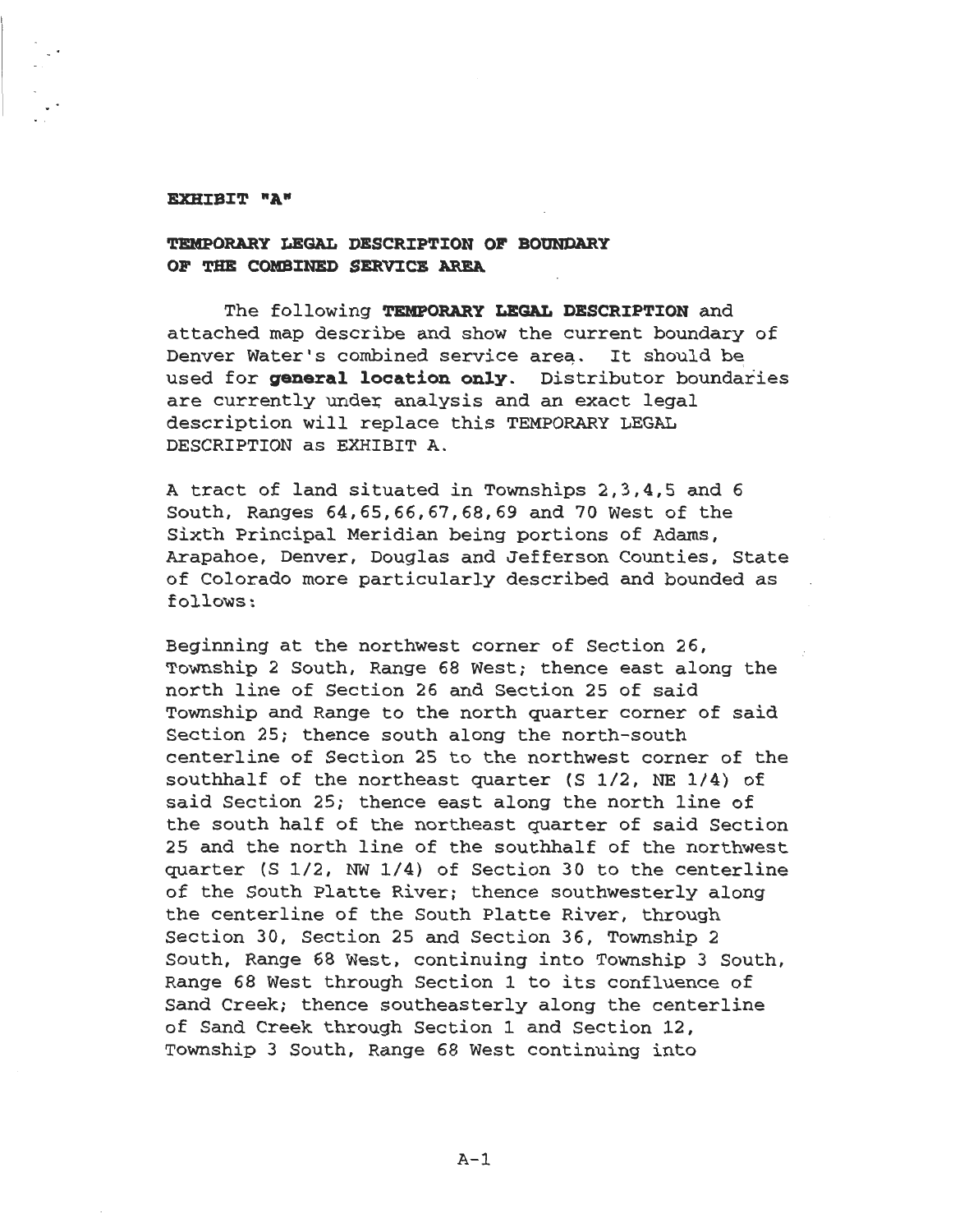**EXHIBIT "A"**

**TEMPORARY LEGAL DESCRIPTION OF BOUNDARY OF THE COMBINED SERVICE AREA**

The following **TEMPORARY LEGAL DESCRIPTION** and attached map describe and show the current boundary of Denver Water's combined service area. It should be used for **general location only**. Distributor boundaries are currently under analysis and an exact legal description will replace this TEMPORARY LEGAL DESCRIPTION as EXHIBIT A.

A tract of land situated in Townships 2,3,4,5 and 6 South, Ranges 64,65,66,67,68,69 and 70 West of the Sixth Principal Meridian being portions of Adams, Arapahoe, Denver, Douglas and Jefferson Counties, State of Colorado more particularly described and bounded as follows:

Beginning at the northwest corner of Section 26, Township 2 South, Range 68 West; thence east along the north line of Section 26 and Section 25 of said Township and Range to the north quarter corner of said Section 25; thence south along the north-south centerline of Section 25 to the northwest corner of the southhalf of the northeast quarter (S 1/2, NE 1/4) of said Section 25; thence east along the north line of the south half of the northeast quarter of said Section 25 and the north line of the southhalf of the northwest quarter (S 1/2, NW 1/4) of Section 30 to the centerline of the South Platte River; thence southwesterly along the centerline of the South Platte River, through Section 30, Section 25 and Section 36, Township 2 South, Range 68 West, continuing into Township 3 South, Range 68 West through Section 1 to its confluence of Sand Creek; thence southeasterly along the centerline of Sand Creek through Section 1 and Section 12, Township 3 South, Range 68 West continuing into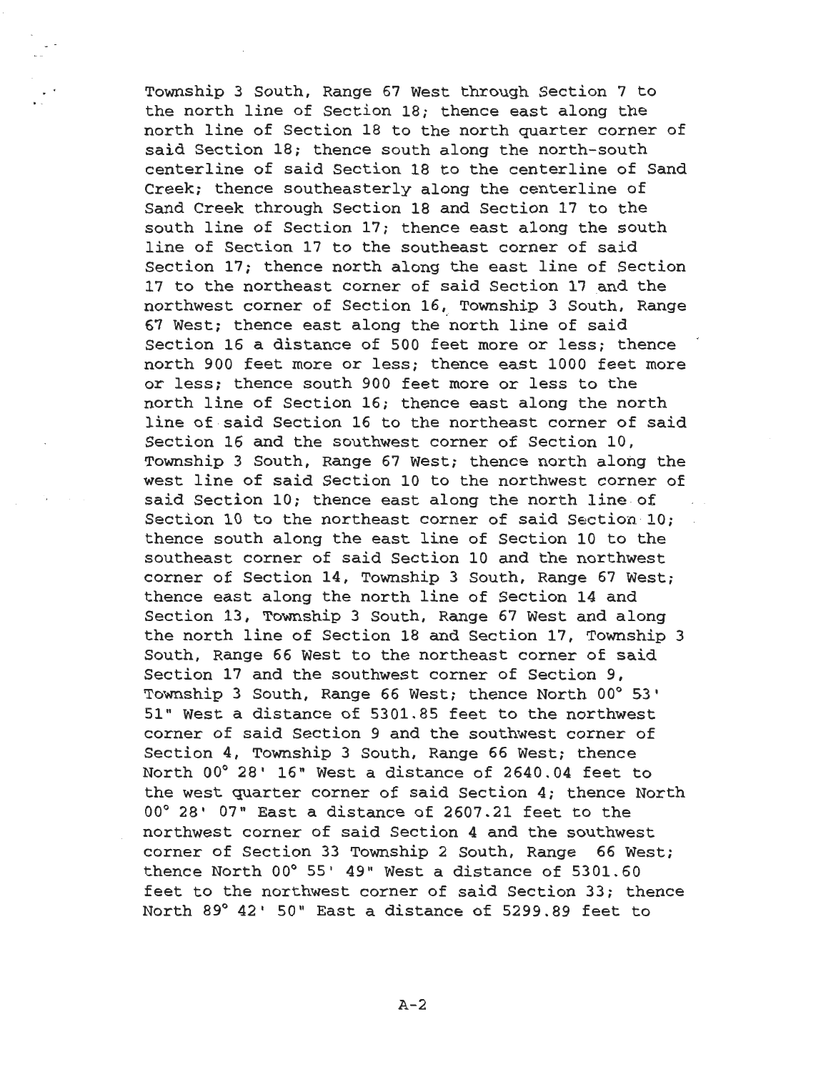Township 3 South, Range 67 West through Section 7 to the north line of Section 18; thence east along the north line of Section 18 to the north quarter corner of said Section 18; thence south along the north-south centerline of said Section 18 to the centerline of Sand Creek; thence southeasterly along the centerline of Sand Creek through Section 18 and Section 17 to the south line of Section 17; thence east along the south line of Section 17 to the southeast corner of said Section 17; thence north along the east line of Section 17 to the northeast corner of said Section 17 and the northwest corner of Section 16, Township 3 South, Range 67 West; thence east along the north line of said Section 16 a distance of 500 feet more or less; thence north 900 feet more or less; thence east 1000 feet more or less; thence south 900 feet more or less to the north line of Section 16; thence east along the north line of said Section 16 to the northeast corner of said Section 16 and the southwest corner of Section 10, Township 3 South, Range 67 West; thence north along the west line of said Section 10 to the northwest corner of said Section 10; thence east along the north line of Section 10 to the northeast corner of said Section 10; thence south along the east line of Section 10 to the southeast corner of said Section 10 and the northwest corner of Section 14, Township 3 South, Range 67 West; thence east along the north line of Section 14 and Section 13, Township 3 South, Range 67 West and along the north line of Section 18 and Section 17, Township 3 South, Range 66 West to the northeast corner of said Section 17 and the southwest corner of Section 9, Township 3 South, Range 66 West; thence North 00° 53' 51" West a distance of 5301.85 feet to the northwest corner of said Section 9 and the southwest corner of Section 4, Township 3 South, Range 66 West; thence North 00° 28' 16" West a distance of 2640.04 feet to the west quarter corner of said Section 4; thence North 00° 28' 07" East a distance of 2607.21 feet to the northwest corner of said Section 4 and the southwest corner of Section 33 Township 2 South, Range 66 West; thence North 00° 55' 49" West a distance of 5301.60 feet to the northwest corner of said Section 33; thence North 89° 42' 50" East a distance of 5299.89 feet to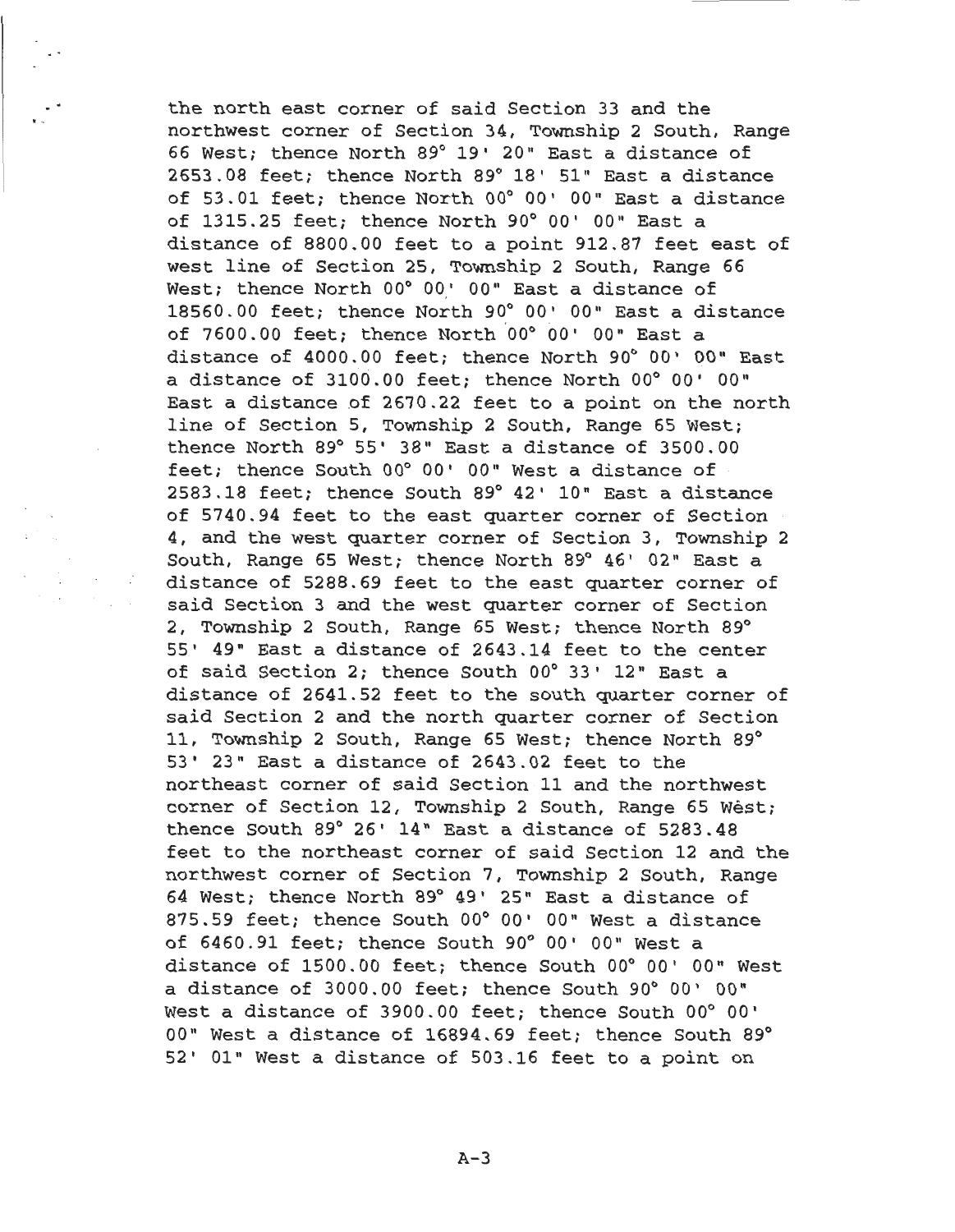the north east corner of said Section 33 and the northwest corner of Section 34, Township 2 South, Range 66 West; thence North 89° 19' 20" East a distance of 2653.08 feet; thence North 89° 18' 51" East a distance of 53.01 feet; thence North 00° 00' 00" East a distance of 1315.25 feet; thence North 90° 00' 00" East a distance of 8800.00 feet to a point 912.87 feet east of west line of Section 25, Township 2 South, Range 66 West; thence North 00° 00' 00" East a distance of 18560.00 feet; thence North 90° 00' 00" East a distance of 7600.00 feet; thence North 00° 00' 00" East a distance of 4000.00 feet; thence North 90° 00' 00" East a distance of 3100.00 feet; thence North 00° 00' 00" East a distance of 2670.22 feet to a point on the north line of Section 5, Township 2 South, Range 65 West; thence North 89° 55' 38" East a distance of 3500.00 feet; thence South 00° 00' 00" West a distance of 2583.18 feet; thence South 89° 42' 10" East a distance of 5740.94 feet to the east quarter corner of Section 4, and the west quarter corner of Section 3, Township 2 South, Range 65 West; thence North 89° 46' 02" East a distance of 5288.69 feet to the east quarter corner of said Section 3 and the west quarter corner of Section 2, Township 2 South, Range 65 West; thence North 89° 55' 49" East a distance of 2643.14 feet to the center of said Section 2; thence South 00° 33' 12" East a distance of 2641.52 feet to the south quarter corner of said Section 2 and the north quarter corner of Section 11, Township 2 South, Range 65 West; thence North 89° 53' 23" East a distance of 2643.02 feet to the northeast corner of said Section 11 and the northwest corner of Section 12, Township 2 South, Range 65 West; thence South 89° 26' 14" East a distance of 5283.48 feet to the northeast corner of said Section 12 and the northwest corner of Section 7, Township 2 South, Range 64 West; thence North 89° 49' 25" East a distance of 875.59 feet; thence South 00° 00' 00" West a distance of 6460.91 feet; thence South 90° 00' 00" West a distance of 1500.00 feet; thence South 00° 00' 00" West a distance of 3000.00 feet; thence South 90° 00' 00" West a distance of 3900.00 feet; thence South 00° 00' 00" West a distance of 16894.69 feet; thence South 89° 52' 01" West a distance of 503.16 feet to a point on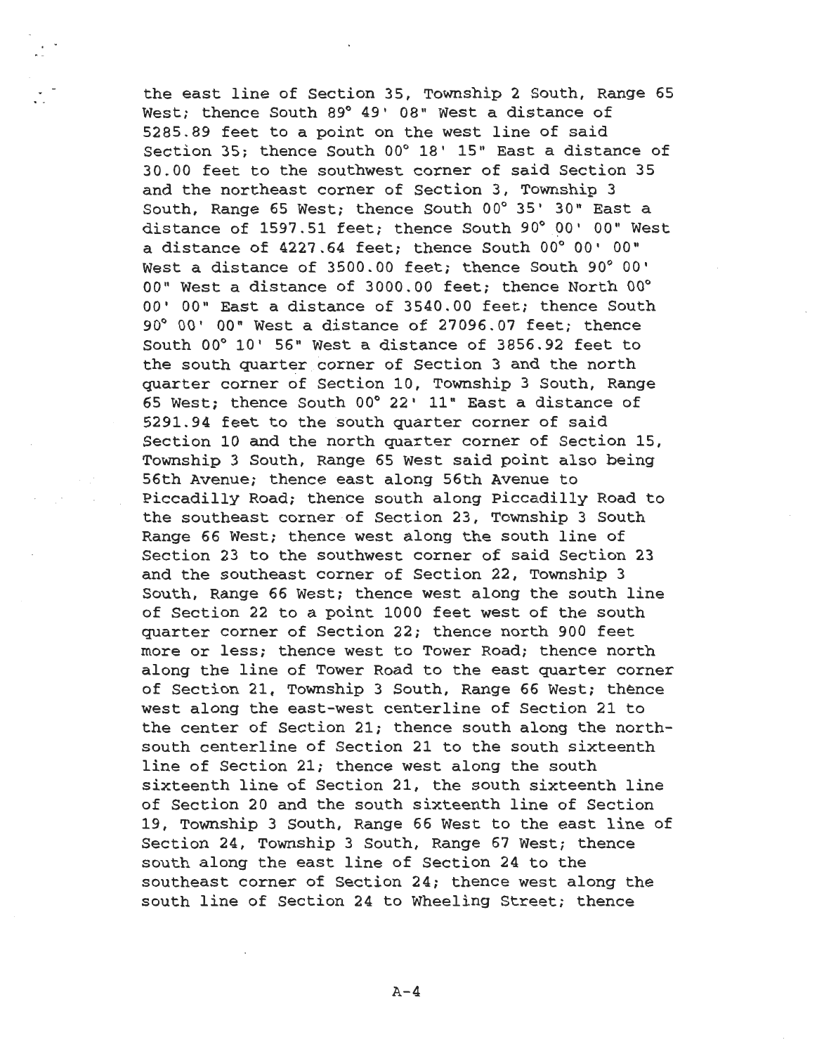the east line of Section 35, Township 2 South, Range 65 West; thence South 89° 49' 08" West a distance of 5285.89 feet to a point on the west line of said Section 35; thence South 00° 18' 15" East a distance of 30.00 feet to the southwest corner of said Section 35 and the northeast corner of Section 3, Township 3 South, Range 65 West; thence South 00° 35' 30" East a distance of 1597.51 feet; thence South 90° 00' 00" West a distance of 4227.64 feet; thence South 00° 00' 00" West a distance of 3500.00 feet; thence South 90° 00' 00" West a distance of 3000.00 feet; thence North 00° 00' 00" East a distance of 3540.00 feet; thence South 90° 00' 00" West a distance of 27096.07 feet; thence South 00° 10' 56" West a distance of 3856.92 feet to the south quarter corner of Section 3 and the north quarter corner of Section 10, Township 3 South, Range 65 West; thence South 00° 22' 11" East a distance of 5291.94 feet to the south quarter corner of said Section 10 and the north quarter corner of Section 15, Township 3 South, Range 65 West said point also being 56th Avenue; thence east along 56th Avenue to Piccadilly Road; thence south along Piccadilly Road to the southeast corner of Section 23, Township 3 South Range 66 West; thence west along the south line of Section 23 to the southwest corner of said Section 23 and the southeast corner of Section 22, Township 3 South, Range 66 West; thence west along the south line of Section 22 to a point 1000 feet west of the south quarter corner of Section 22; thence north 900 feet more or less; thence west to Tower Road; thence north along the line of Tower Road to the east quarter corner of Section 21, Township 3 South, Range 66 West; thence west along the east-west centerline of Section 21 to the center of Section 21; thence south along the north-south centerline of Section 21 to the south sixteenth line of Section 21; thence west along the south sixteenth line of Section 21, the south sixteenth line of Section 20 and the south sixteenth line of Section 19, Township 3 South, Range 66 West to the east line of Section 24, Township 3 South, Range 67 West; thence south along the east line of Section 24 to the southeast corner of Section 24; thence west along the south line of Section 24 to Wheeling Street; thence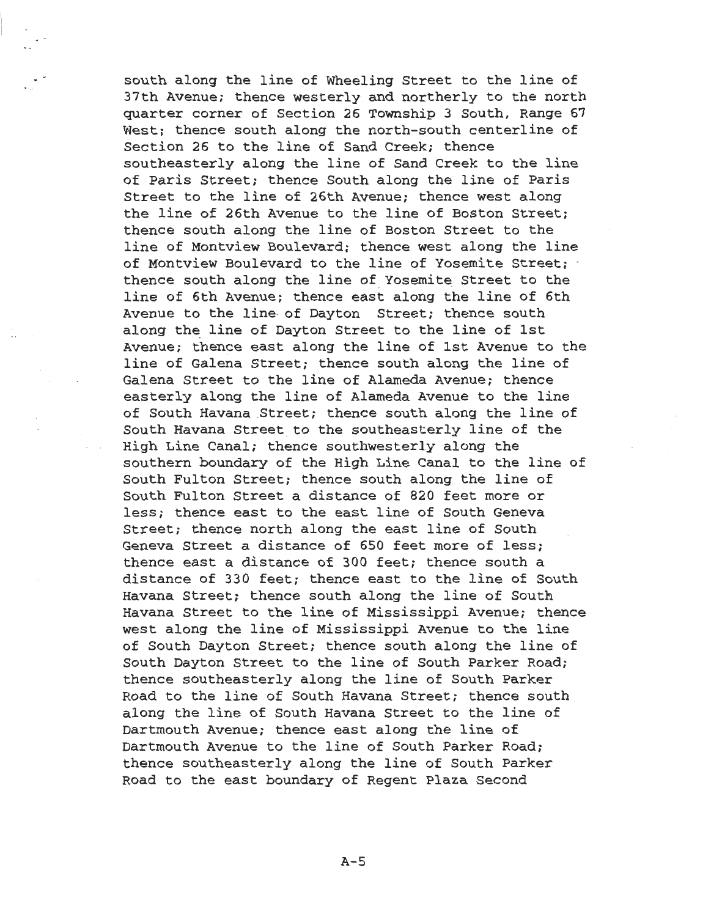south along the line of Wheeling Street to the line of 37th Avenue; thence westerly and northerly to the north quarter corner of Section 26 Township 3 South, Range 67 West; thence south along the north-south centerline of Section 26 to the line of Sand Creek; thence southeasterly along the line of Sand Creek to the line of Paris Street; thence South along the line of Paris Street to the line of 26th Avenue; thence west along the line of 26th Avenue to the line of Boston Street; thence south along the line of Boston Street to the line of Montview Boulevard; thence west along the line of Montview Boulevard to the line of Yosemite Street; thence south along the line of Yosemite Street to the line of 6th Avenue; thence east along the line of 6th Avenue to the line of Dayton Street; thence south along the line of Dayton Street to the line of 1st Avenue; thence east along the line of 1st Avenue to the line of Galena Street; thence south along the line of Galena Street to the line of Alameda Avenue; thence easterly along the line of Alameda Avenue to the line of South Havana Street; thence south along the line of South Havana Street to the southeasterly line of the High Line Canal; thence southwesterly along the southern boundary of the High Line Canal to the line of South Fulton Street; thence south along the line of South Fulton Street a distance of 820 feet more or less; thence east to the east line of South Geneva Street; thence north along the east line of South Geneva Street a distance of 650 feet more of less; thence east a distance of 300 feet; thence south a distance of 330 feet; thence east to the line of South Havana Street; thence south along the line of South Havana Street to the line of Mississippi Avenue; thence west along the line of Mississippi Avenue to the line of South Dayton Street; thence south along the line of South Dayton Street to the line of South Parker Road; thence southeasterly along the line of South Parker Road to the line of South Havana Street; thence south along the line of South Havana Street to the line of Dartmouth Avenue; thence east along the line of Dartmouth Avenue to the line of South Parker Road; thence southeasterly along the line of South Parker Road to the east boundary of Regent Plaza Second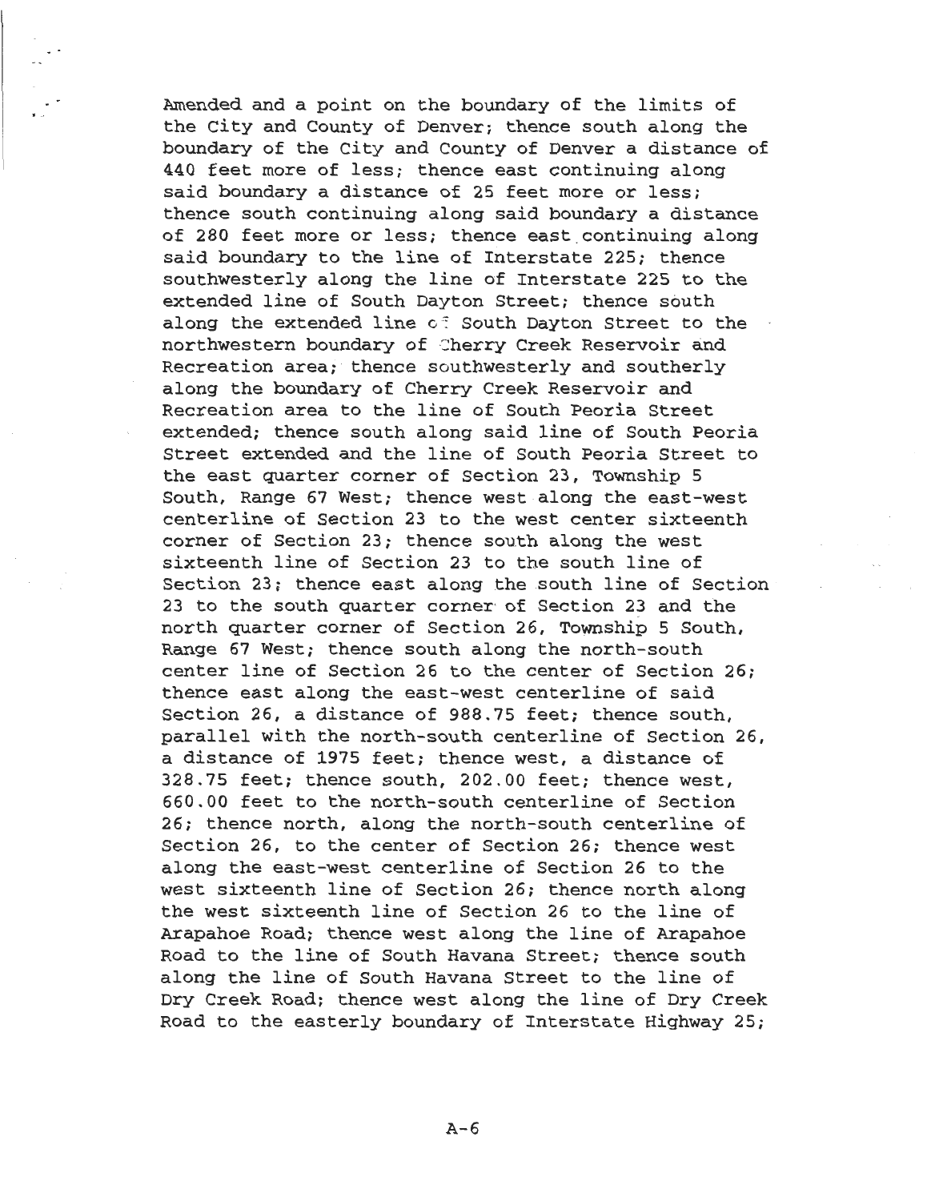Amended and a point on the boundary of the limits of the City and County of Denver; thence south along the boundary of the City and County of Denver a distance of 440 feet more of less; thence east continuing along said boundary a distance of 25 feet more or less; thence south continuing along said boundary a distance of 280 feet more or less; thence east continuing along said boundary to the line of Interstate 225; thence southwesterly along the line of Interstate 225 to the extended line of South Dayton Street; thence south along the extended line of South Dayton Street to the northwestern boundary of Cherry Creek Reservoir and Recreation area; thence southwesterly and southerly along the boundary of Cherry Creek Reservoir and Recreation area to the line of South Peoria Street extended; thence south along said line of South Peoria Street extended and the line of South Peoria Street to the east quarter corner of Section 23, Township 5 South, Range 67 West; thence west along the east-west centerline of Section 23 to the west center sixteenth corner of Section 23; thence south along the west sixteenth line of Section 23 to the south line of Section 23; thence east along the south line of Section 23 to the south quarter corner of Section 23 and the north quarter corner of Section 26, Township 5 South, Range 67 West; thence south along the north-south center line of Section 26 to the center of Section 26; thence east along the east-west centerline of said Section 26, a distance of 988.75 feet; thence south, parallel with the north-south centerline of Section 26, a distance of 1975 feet; thence west, a distance of 328.75 feet; thence south, 202.00 feet; thence west, 660.00 feet to the north-south centerline of Section 26; thence north, along the north-south centerline of Section 26, to the center of Section 26; thence west along the east-west centerline of Section 26 to the west sixteenth line of Section 26; thence north along the west sixteenth line of Section 26 to the line of Arapahoe Road; thence west along the line of Arapahoe Road to the line of South Havana Street; thence south along the line of South Havana Street to the line of Dry Creek Road; thence west along the line of Dry Creek Road to the easterly boundary of Interstate Highway 25;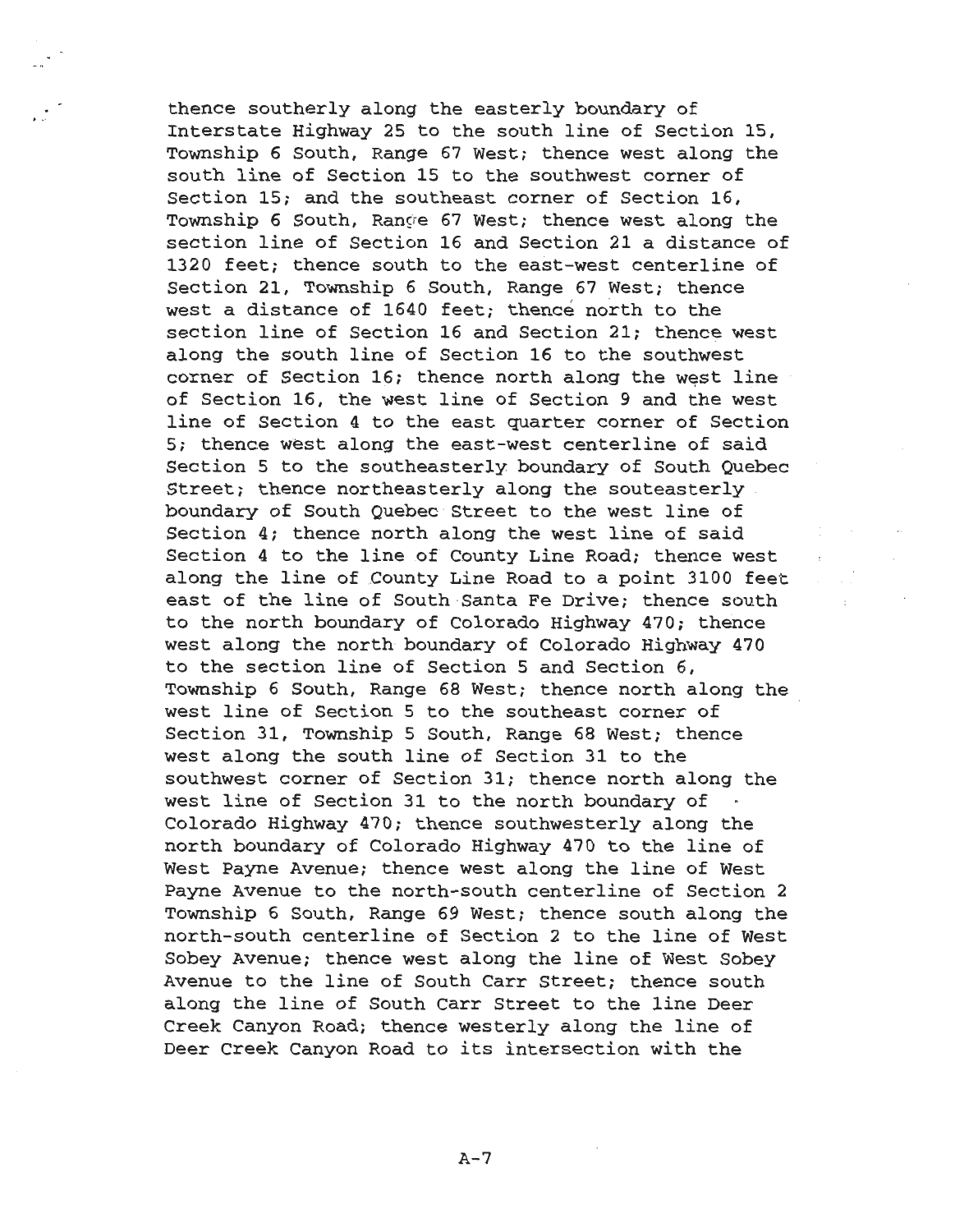thence southerly along the easterly boundary of Interstate Highway 25 to the south line of Section 15, Township 6 South, Range 67 West; thence west along the south line of Section 15 to the southwest corner of Section 15; and the southeast corner of Section 16, Township 6 South, Range 67 West; thence west along the section line of Section 16 and Section 21 a distance of 1320 feet; thence south to the east-west centerline of Section 21, Township 6 South, Range 67 West; thence west a distance of 1640 feet; thence north to the section line of Section 16 and Section 21; thence west along the south line of Section 16 to the southwest corner of Section 16; thence north along the west line of Section 16, the west line of Section 9 and the west line of Section 4 to the east quarter corner of Section 5; thence west along the east-west centerline of said Section 5 to the southeasterly boundary of South Quebec Street; thence northeasterly along the souteasterly boundary of South Quebec Street to the west line of Section 4; thence north along the west line of said Section 4 to the line of County Line Road; thence west along the line of County Line Road to a point 3100 feet east of the line of South Santa Fe Drive; thence south to the north boundary of Colorado Highway 470; thence west along the north boundary of Colorado Highway 470 to the section line of Section 5 and Section 6, Township 6 South, Range 68 West; thence north along the west line of Section 5 to the southeast corner of Section 31, Township 5 South, Range 68 West; thence west along the south line of Section 31 to the southwest corner of Section 31; thence north along the west line of Section 31 to the north boundary of Colorado Highway 470; thence southwesterly along the north boundary of Colorado Highway 470 to the line of West Payne Avenue; thence west along the line of West Payne Avenue to the north-south centerline of Section 2 Township 6 South, Range 69 West; thence south along the north-south centerline of Section 2 to the line of West Sobey Avenue; thence west along the line of West Sobey Avenue to the line of South Carr Street; thence south along the line of South Carr Street to the line Deer Creek Canyon Road; thence westerly along the line of Deer Creek Canyon Road to its intersection with the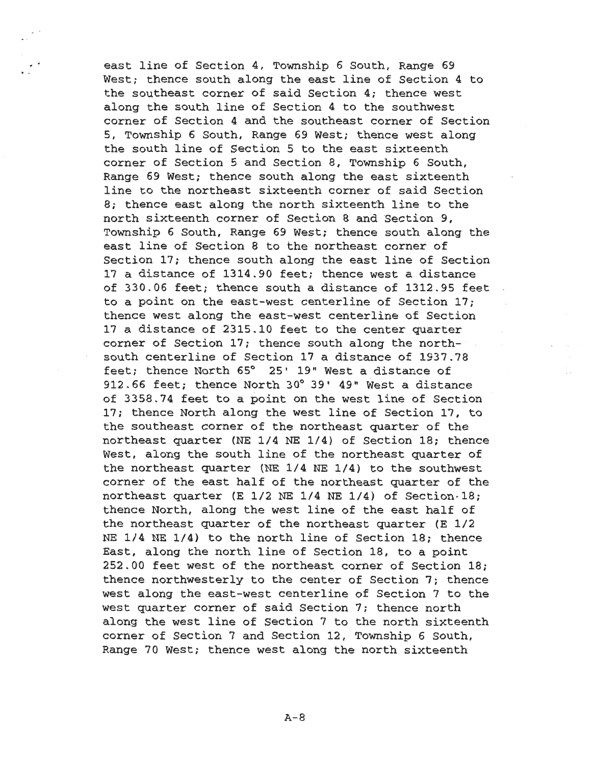east line of Section 4, Township 6 South, Range 69 West; thence south along the east line of Section 4 to the southeast corner of said Section 4; thence west along the south line of Section 4 to the southwest corner of Section 4 and the southeast corner of Section 5, Township 6 South, Range 69 West; thence west along the south line of Section 5 to the east sixteenth corner of Section 5 and Section 8, Township 6 South, Range 69 West; thence south along the east sixteenth line to the northeast sixteenth corner of said Section 8; thence east along the north sixteenth line to the north sixteenth corner of Section 8 and Section 9, Township 6 South, Range 69 West; thence south along the east line of Section 8 to the northeast corner of Section 17; thence south along the east line of Section 17 a distance of 1314.90 feet; thence west a distance of 330.06 feet; thence south a distance of 1312.95 feet to a point on the east-west centerline of Section 17; thence west along the east-west centerline of Section 17 a distance of 2315.10 feet to the center quarter corner of Section 17; thence south along the north-south centerline of Section 17 a distance of 1937.78 feet; thence North 65° 25' 19" West a distance of 912.66 feet; thence North 30° 39' 49" West a distance of 3358.74 feet to a point on the west line of Section 17; thence North along the west line of Section 17, to the southeast corner of the northeast quarter of the northeast quarter (NE 1/4 NE 1/4) of Section 18; thence West, along the south line of the northeast quarter of the northeast quarter (NE 1/4 NE 1/4) to the southwest corner of the east half of the northeast quarter of the northeast quarter (E 1/2 NE 1/4 NE 1/4) of Section 18; thence North, along the west line of the east half of the northeast quarter of the northeast quarter (E 1/2 NE 1/4 NE 1/4) to the north line of Section 18; thence East, along the north line of Section 18, to a point 252.00 feet west of the northeast corner of Section 18; thence northwesterly to the center of Section 7; thence west along the east-west centerline of Section 7 to the west quarter corner of said Section 7; thence north along the west line of Section 7 to the north sixteenth corner of Section 7 and Section 12, Township 6 South, Range 70 West; thence west along the north sixteenth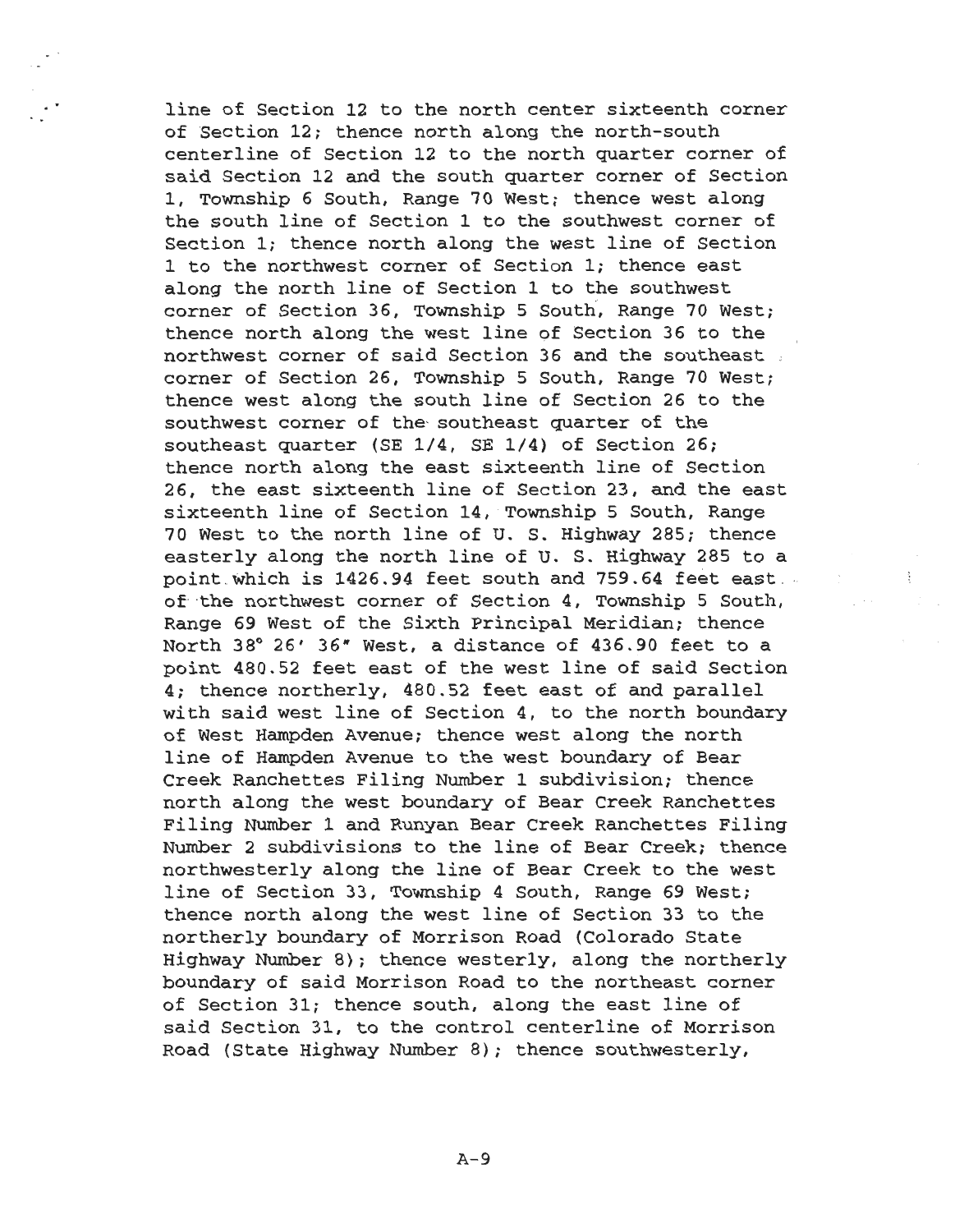line of Section 12 to the north center sixteenth corner of Section 12; thence north along the north-south centerline of Section 12 to the north quarter corner of said Section 12 and the south quarter corner of Section 1, Township 6 South, Range 70 West; thence west along the south line of Section 1 to the southwest corner of Section 1; thence north along the west line of Section 1 to the northwest corner of Section 1; thence east along the north line of Section 1 to the southwest corner of Section 36, Township 5 South, Range 70 West; thence north along the west line of Section 36 to the northwest corner of said Section 36 and the southeast corner of Section 26, Township 5 South, Range 70 West; thence west along the south line of Section 26 to the southwest corner of the southeast quarter of the southeast quarter (SE 1/4, SE 1/4) of Section 26; thence north along the east sixteenth line of Section 26, the east sixteenth line of Section 23, and the east sixteenth line of Section 14, Township 5 South, Range 70 West to the north line of U. S. Highway 285; thence easterly along the north line of U. S. Highway 285 to a point which is 1426.94 feet south and 759.64 feet east of the northwest corner of Section 4, Township 5 South, Range 69 West of the Sixth Principal Meridian; thence North 38° 26' 36" West, a distance of 436.90 feet to a point 480.52 feet east of the west line of said Section 4; thence northerly, 480.52 feet east of and parallel with said west line of Section 4, to the north boundary of West Hampden Avenue; thence west along the north line of Hampden Avenue to the west boundary of Bear Creek Ranchettes Filing Number 1 subdivision; thence north along the west boundary of Bear Creek Ranchettes Filing Number 1 and Runyan Bear Creek Ranchettes Filing Number 2 subdivisions to the line of Bear Creek; thence northwesterly along the line of Bear Creek to the west line of Section 33, Township 4 South, Range 69 West; thence north along the west line of Section 33 to the northerly boundary of Morrison Road (Colorado State Highway Number 8); thence westerly, along the northerly boundary of said Morrison Road to the northeast corner of Section 31; thence south, along the east line of said Section 31, to the control centerline of Morrison Road (State Highway Number 8); thence southwesterly,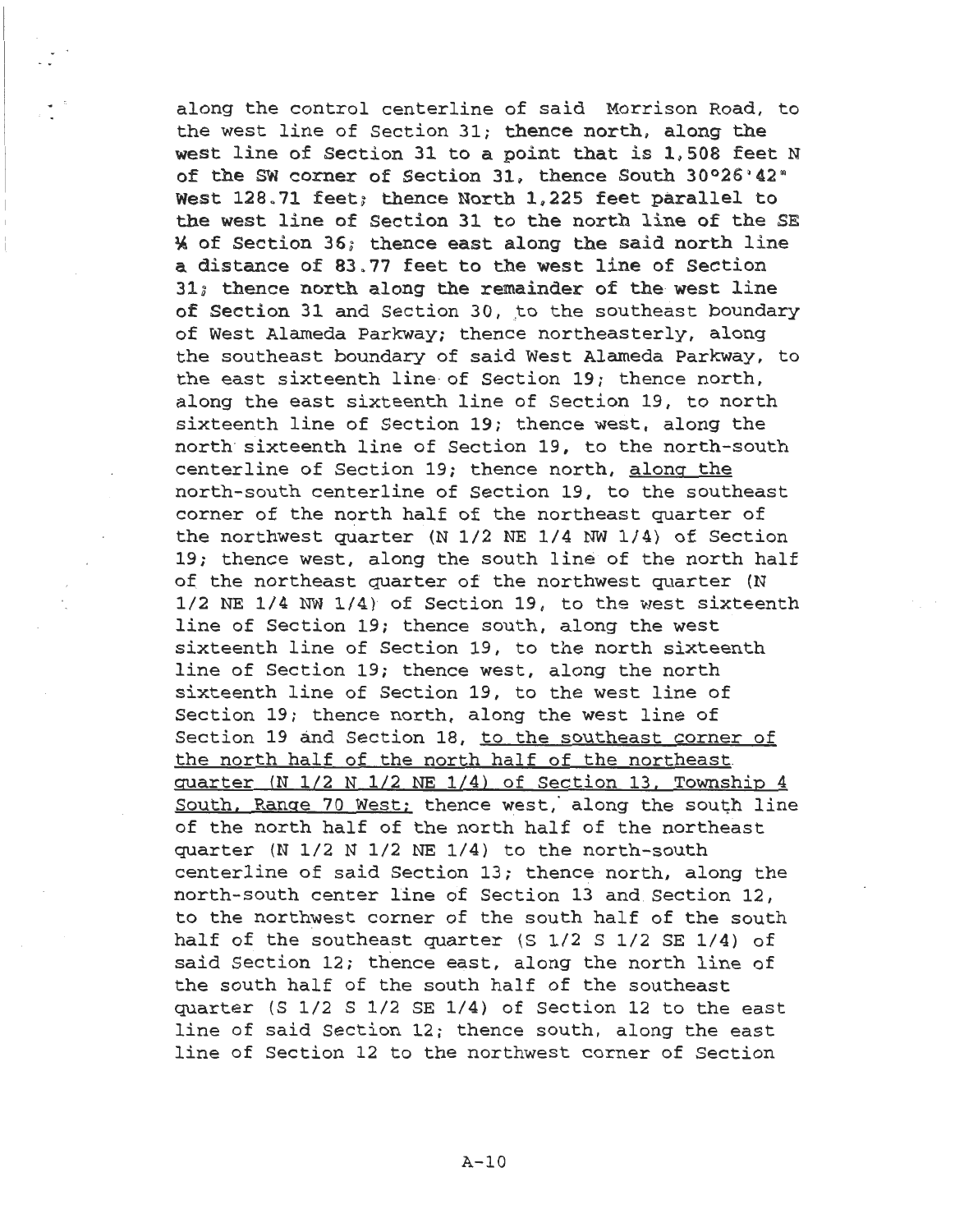along the control centerline of said Morrison Road, to the west line of Section 31; **thence north, along the west line of Section 31 to a point that is 1,508 feet N of the SW corner of Section 31, thence South 30°26'42" West 128.71 feet; thence North 1,225 feet parallel to the west line of Section 31 to the north line of the SE ¼ of Section 36; thence east along the said north line a distance of 83.77 feet to the west line of Section 31; thence north along the remainder of the west line of Section 31** and Section 30, to the southeast boundary of West Alameda Parkway; thence northeasterly, along the southeast boundary of said West Alameda Parkway, to the east sixteenth line of Section 19; thence north, along the east sixteenth line of Section 19, to north sixteenth line of Section 19; thence west, along the north sixteenth line of Section 19, to the north-south centerline of Section 19; thence north, along the north-south centerline of Section 19, to the southeast corner of the north half of the northeast quarter of the northwest quarter (N 1/2 NE 1/4 NW 1/4) of Section 19; thence west, along the south line of the north half of the northeast quarter of the northwest quarter (N 1/2 NE 1/4 NW 1/4) of Section 19, to the west sixteenth line of Section 19; thence south, along the west sixteenth line of Section 19, to the north sixteenth line of Section 19; thence west, along the north sixteenth line of Section 19, to the west line of Section 19; thence north, along the west line of Section 19 and Section 18, to the southeast corner of the north half of the north half of the northeast quarter (N 1/2 N 1/2 NE 1/4) of Section 13, Township 4 South, Range 70 West; thence west, along the south line of the north half of the north half of the northeast quarter (N 1/2 N 1/2 NE 1/4) to the north-south centerline of said Section 13; thence north, along the north-south center line of Section 13 and Section 12, to the northwest corner of the south half of the south half of the southeast quarter (S 1/2 S 1/2 SE 1/4) of said Section 12; thence east, along the north line of the south half of the south half of the southeast quarter (S 1/2 S 1/2 SE 1/4) of Section 12 to the east line of said Section 12; thence south, along the east line of Section 12 to the northwest corner of Section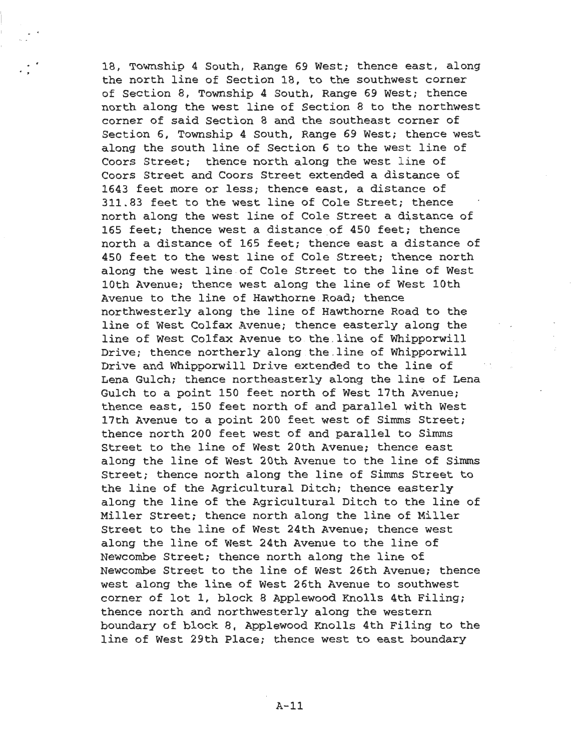18, Township 4 South, Range 69 West; thence east, along the north line of Section 18, to the southwest corner of Section 8, Township 4 South, Range 69 West; thence north along the west line of Section 8 to the northwest corner of said Section 8 and the southeast corner of Section 6, Township 4 South, Range 69 West; thence west along the south line of Section 6 to the west line of Coors Street; thence north along the west line of Coors Street and Coors Street extended a distance of 1643 feet more or less; thence east, a distance of 311.83 feet to the west line of Cole Street; thence north along the west line of Cole Street a distance of 165 feet; thence west a distance of 450 feet; thence north a distance of 165 feet; thence east a distance of 450 feet to the west line of Cole Street; thence north along the west line of Cole Street to the line of West 10th Avenue; thence west along the line of West 10th Avenue to the line of Hawthorne Road; thence northwesterly along the line of Hawthorne Road to the line of West Colfax Avenue; thence easterly along the line of West Colfax Avenue to the line of Whipporwill Drive; thence northerly along the line of Whipporwill Drive and Whipporwill Drive extended to the line of Lena Gulch; thence northeasterly along the line of Lena Gulch to a point 150 feet north of West 17th Avenue; thence east, 150 feet north of and parallel with West 17th Avenue to a point 200 feet west of Simms Street; thence north 200 feet west of and parallel to Simms Street to the line of West 20th Avenue; thence east along the line of West 20th Avenue to the line of Simms Street; thence north along the line of Simms Street to the line of the Agricultural Ditch; thence easterly along the line of the Agricultural Ditch to the line of Miller Street; thence north along the line of Miller Street to the line of West 24th Avenue; thence west along the line of West 24th Avenue to the line of Newcombe Street; thence north along the line of Newcombe Street to the line of West 26th Avenue; thence west along the line of West 26th Avenue to southwest corner of lot 1, block 8 Applewood Knolls 4th Filing; thence north and northwesterly along the western boundary of block 8, Applewood Knolls 4th Filing to the line of West 29th Place; thence west to east boundary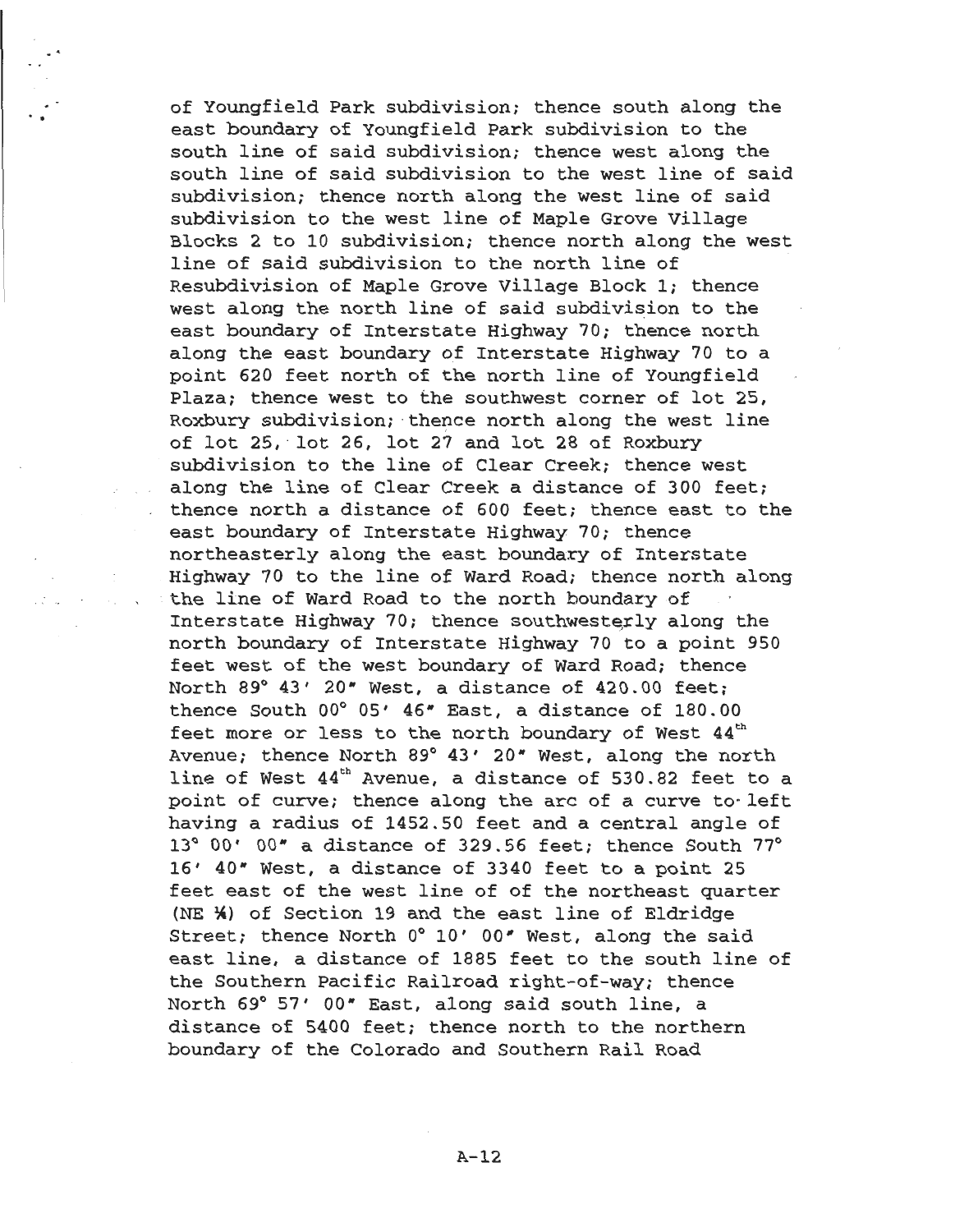of Youngfield Park subdivision; thence south along the east boundary of Youngfield Park subdivision to the south line of said subdivision; thence west along the south line of said subdivision to the west line of said subdivision; thence north along the west line of said subdivision to the west line of Maple Grove Village Blocks 2 to 10 subdivision; thence north along the west line of said subdivision to the north line of Resubdivision of Maple Grove Village Block 1; thence west along the north line of said subdivision to the east boundary of Interstate Highway 70; thence north along the east boundary of Interstate Highway 70 to a point 620 feet north of the north line of Youngfield Plaza; thence west to the southwest corner of lot 25, Roxbury subdivision; thence north along the west line of lot 25, lot 26, lot 27 and lot 28 of Roxbury subdivision to the line of Clear Creek; thence west along the line of Clear Creek a distance of 300 feet; thence north a distance of 600 feet; thence east to the east boundary of Interstate Highway 70; thence northeasterly along the east boundary of Interstate Highway 70 to the line of Ward Road; thence north along the line of Ward Road to the north boundary of Interstate Highway 70; thence southwesterly along the north boundary of Interstate Highway 70 to a point 950 feet west of the west boundary of Ward Road; thence North 89° 43' 20" West, a distance of 420.00 feet; thence South 00° 05' 46" East, a distance of 180.00 feet more or less to the north boundary of West 44th Avenue; thence North 89° 43' 20" West, along the north line of West 44th Avenue, a distance of 530.82 feet to a point of curve; thence along the arc of a curve to left having a radius of 1452.50 feet and a central angle of 13° 00' 00" a distance of 329.56 feet; thence South 77° 16' 40" West, a distance of 3340 feet to a point 25 feet east of the west line of of the northeast quarter (NE ¼) of Section 19 and the east line of Eldridge Street; thence North 0° 10' 00" West, along the said east line, a distance of 1885 feet to the south line of the Southern Pacific Railroad right-of-way; thence North 69° 57' 00" East, along said south line, a distance of 5400 feet; thence north to the northern boundary of the Colorado and Southern Rail Road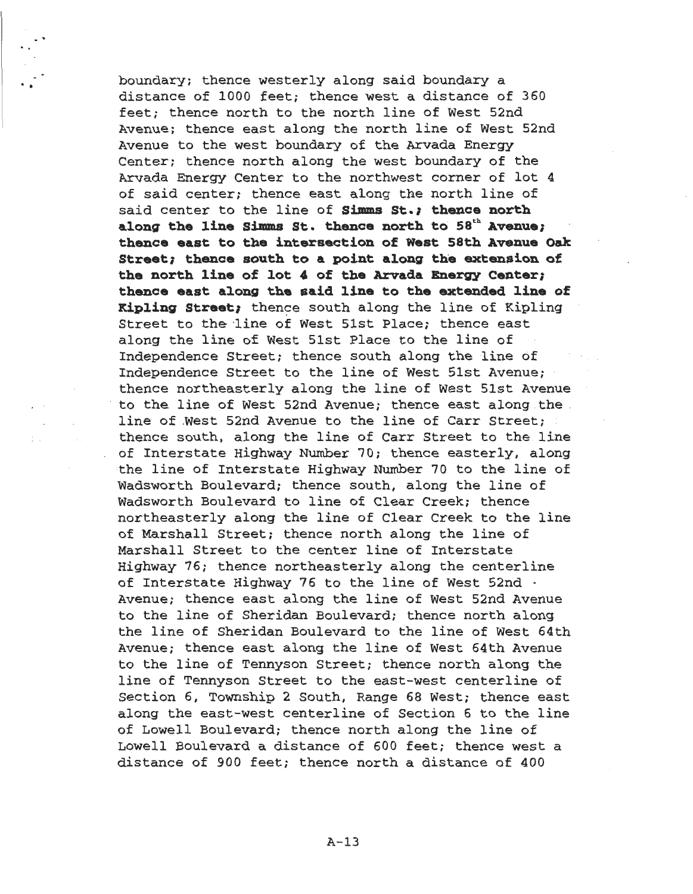boundary; thence westerly along said boundary a distance of 1000 feet; thence west a distance of 360 feet; thence north to the north line of West 52nd Avenue; thence east along the north line of West 52nd Avenue to the west boundary of the Arvada Energy Center; thence north along the west boundary of the Arvada Energy Center to the northwest corner of lot 4 of said center; thence east along the north line of said center to the line of **Simms St.; thence north along the line Simms St. thence north to 58th Avenue; thence east to the intersection of West 58th Avenue Oak Street; thence south to a point along the extension of the north line of lot 4 of the Arvada Energy Center; thence east along the said line to the extended line of Kipling Street;** thence south along the line of Kipling Street to the line of West 51st Place; thence east along the line of West 51st Place to the line of Independence Street; thence south along the line of Independence Street to the line of West 51st Avenue; thence northeasterly along the line of West 51st Avenue to the line of West 52nd Avenue; thence east along the line of West 52nd Avenue to the line of Carr Street; thence south, along the line of Carr Street to the line of Interstate Highway Number 70; thence easterly, along the line of Interstate Highway Number 70 to the line of Wadsworth Boulevard; thence south, along the line of Wadsworth Boulevard to line of Clear Creek; thence northeasterly along the line of Clear Creek to the line of Marshall Street; thence north along the line of Marshall Street to the center line of Interstate Highway 76; thence northeasterly along the centerline of Interstate Highway 76 to the line of West 52nd Avenue; thence east along the line of West 52nd Avenue to the line of Sheridan Boulevard; thence north along the line of Sheridan Boulevard to the line of West 64th Avenue; thence east along the line of West 64th Avenue to the line of Tennyson Street; thence north along the line of Tennyson Street to the east-west centerline of Section 6, Township 2 South, Range 68 West; thence east along the east-west centerline of Section 6 to the line of Lowell Boulevard; thence north along the line of Lowell Boulevard a distance of 600 feet; thence west a distance of 900 feet; thence north a distance of 400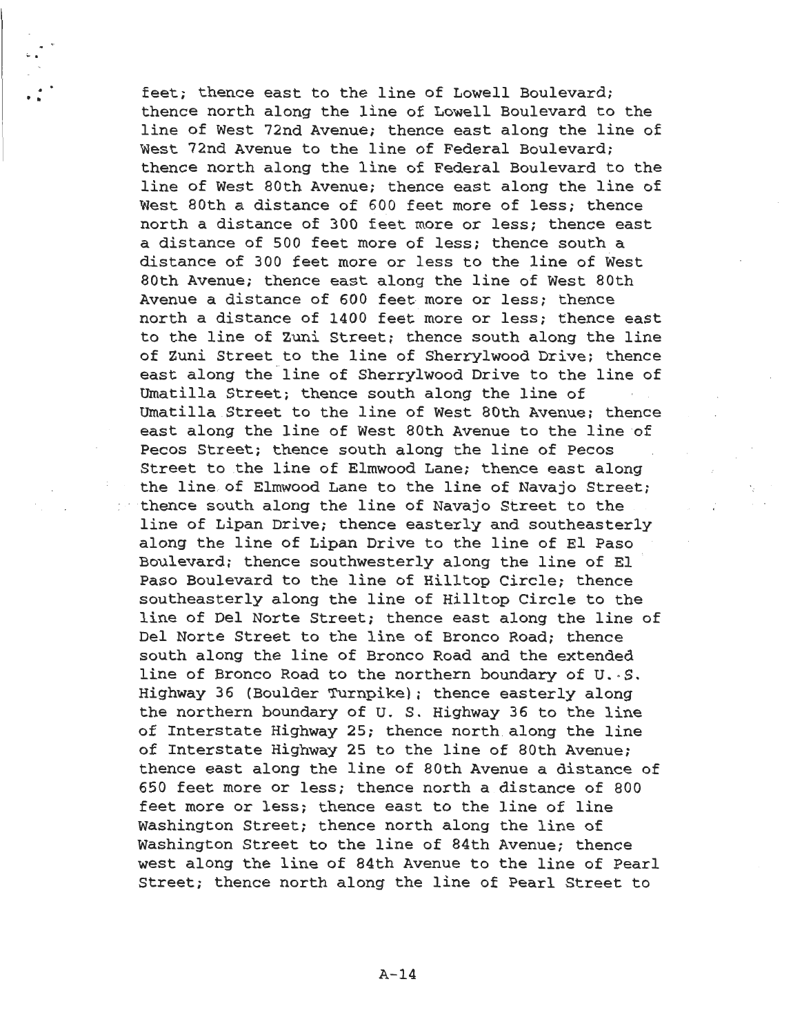feet; thence east to the line of Lowell Boulevard; thence north along the line of Lowell Boulevard to the line of West 72nd Avenue; thence east along the line of West 72nd Avenue to the line of Federal Boulevard; thence north along the line of Federal Boulevard to the line of West 80th Avenue; thence east along the line of West 80th a distance of 600 feet more of less; thence north a distance of 300 feet more or less; thence east a distance of 500 feet more of less; thence south a distance of 300 feet more or less to the line of West 80th Avenue; thence east along the line of West 80th Avenue a distance of 600 feet more or less; thence north a distance of 1400 feet more or less; thence east to the line of Zuni Street; thence south along the line of Zuni Street to the line of Sherrylwood Drive; thence east along the line of Sherrylwood Drive to the line of Umatilla Street; thence south along the line of Umatilla Street to the line of West 80th Avenue; thence east along the line of West 80th Avenue to the line of Pecos Street; thence south along the line of Pecos Street to the line of Elmwood Lane; thence east along the line of Elmwood Lane to the line of Navajo Street; thence south along the line of Navajo Street to the line of Lipan Drive; thence easterly and southeasterly along the line of Lipan Drive to the line of El Paso Boulevard; thence southwesterly along the line of El Paso Boulevard to the line of Hilltop Circle; thence southeasterly along the line of Hilltop Circle to the line of Del Norte Street; thence east along the line of Del Norte Street to the line of Bronco Road; thence south along the line of Bronco Road and the extended line of Bronco Road to the northern boundary of U. S. Highway 36 (Boulder Turnpike); thence easterly along the northern boundary of U. S. Highway 36 to the line of Interstate Highway 25; thence north along the line of Interstate Highway 25 to the line of 80th Avenue; thence east along the line of 80th Avenue a distance of 650 feet more or less; thence north a distance of 800 feet more or less; thence east to the line of line Washington Street; thence north along the line of Washington Street to the line of 84th Avenue; thence west along the line of 84th Avenue to the line of Pearl Street; thence north along the line of Pearl Street to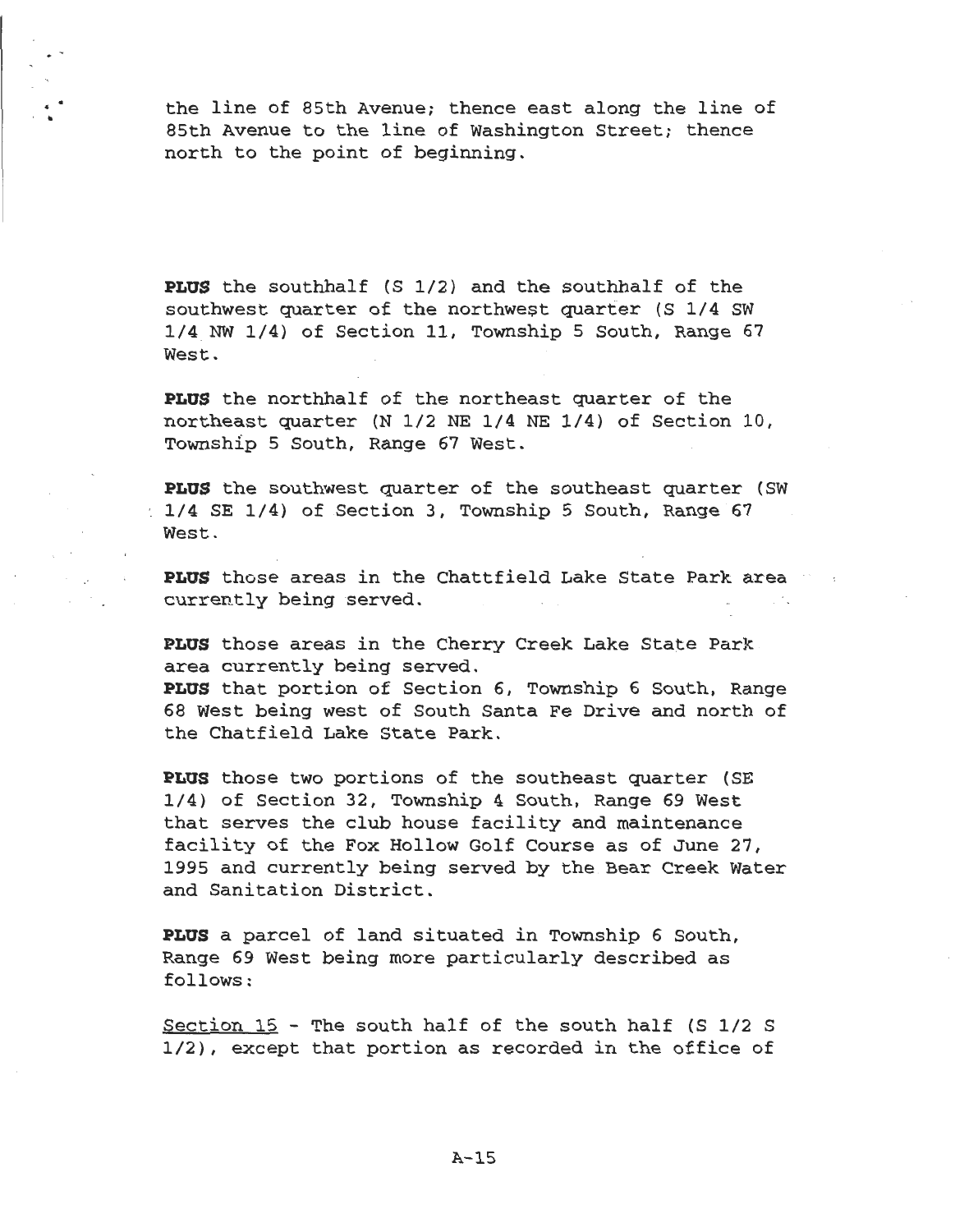the line of 85th Avenue; thence east along the line of 85th Avenue to the line of Washington Street; thence north to the point of beginning.

**PLUS** the southhalf (S 1/2) and the southhalf of the southwest quarter of the northwest quarter (S 1/4 SW 1/4 NW 1/4) of Section 11, Township 5 South, Range 67 West.

**PLUS** the northhalf of the northeast quarter of the northeast quarter (N 1/2 NE 1/4 NE 1/4) of Section 10, Township 5 South, Range 67 West.

**PLUS** the southwest quarter of the southeast quarter (SW 1/4 SE 1/4) of Section 3, Township 5 South, Range 67 West.

**PLUS** those areas in the Chattfield Lake State Park area currently being served.

**PLUS** those areas in the Cherry Creek Lake State Park area currently being served.
**PLUS** that portion of Section 6, Township 6 South, Range 68 West being west of South Santa Fe Drive and north of the Chatfield Lake State Park.

**PLUS** those two portions of the southeast quarter (SE 1/4) of Section 32, Township 4 South, Range 69 West that serves the club house facility and maintenance facility of the Fox Hollow Golf Course as of June 27, 1995 and currently being served by the Bear Creek Water and Sanitation District.

**PLUS** a parcel of land situated in Township 6 South, Range 69 West being more particularly described as follows:

<u>Section 15</u> - The south half of the south half (S 1/2 S 1/2), except that portion as recorded in the office of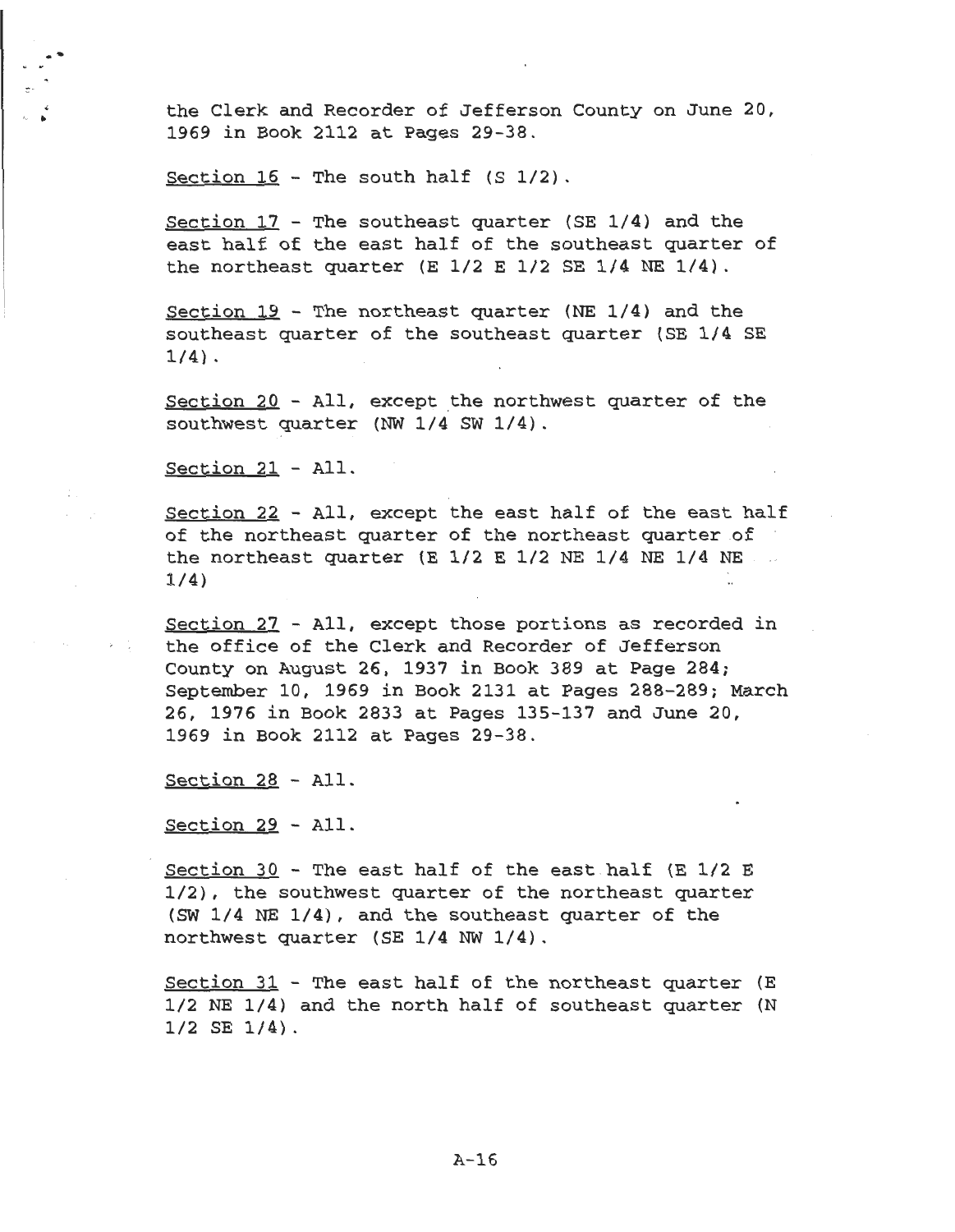the Clerk and Recorder of Jefferson County on June 20, 1969 in Book 2112 at Pages 29-38.

<u>Section 16</u> - The south half (S 1/2).

<u>Section 17</u> - The southeast quarter (SE 1/4) and the east half of the east half of the southeast quarter of the northeast quarter (E 1/2 E 1/2 SE 1/4 NE 1/4).

<u>Section 19</u> - The northeast quarter (NE 1/4) and the southeast quarter of the southeast quarter (SE 1/4 SE 1/4).

<u>Section 20</u> - All, except the northwest quarter of the southwest quarter (NW 1/4 SW 1/4).

<u>Section 21</u> - All.

<u>Section 22</u> - All, except the east half of the east half of the northeast quarter of the northeast quarter of the northeast quarter (E 1/2 E 1/2 NE 1/4 NE 1/4 NE 1/4)

<u>Section 27</u> - All, except those portions as recorded in the office of the Clerk and Recorder of Jefferson County on August 26, 1937 in Book 389 at Page 284; September 10, 1969 in Book 2131 at Pages 288-289; March 26, 1976 in Book 2833 at Pages 135-137 and June 20, 1969 in Book 2112 at Pages 29-38.

<u>Section 28</u> - All.

<u>Section 29</u> - All.

<u>Section 30</u> - The east half of the east half (E 1/2 E 1/2), the southwest quarter of the northeast quarter (SW 1/4 NE 1/4), and the southeast quarter of the northwest quarter (SE 1/4 NW 1/4).

<u>Section 31</u> - The east half of the northeast quarter (E 1/2 NE 1/4) and the north half of southeast quarter (N 1/2 SE 1/4).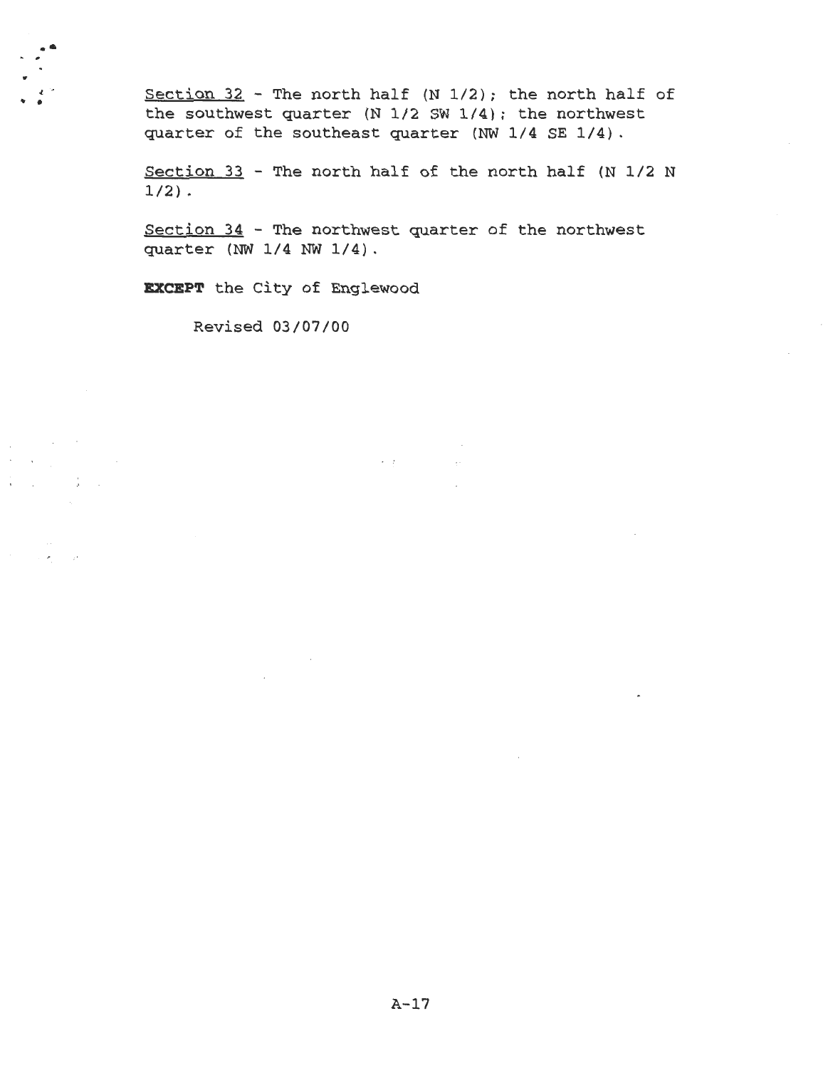<u>Section 32</u> - The north half (N 1/2); the north half of the southwest quarter (N 1/2 SW 1/4); the northwest quarter of the southeast quarter (NW 1/4 SE 1/4).

<u>Section 33</u> - The north half of the north half (N 1/2 N 1/2).

<u>Section 34</u> - The northwest quarter of the northwest quarter (NW 1/4 NW 1/4).

**EXCEPT** the City of Englewood

Revised 03/07/00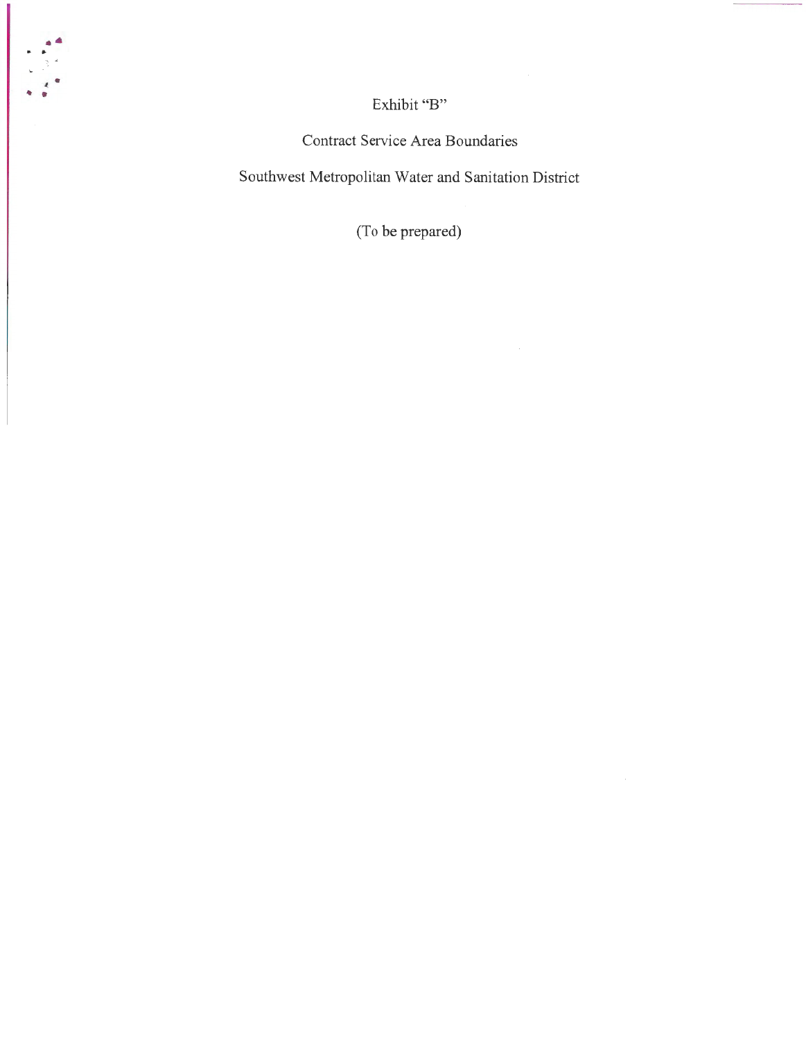Exhibit "B"

Contract Service Area Boundaries

Southwest Metropolitan Water and Sanitation District

(To be prepared)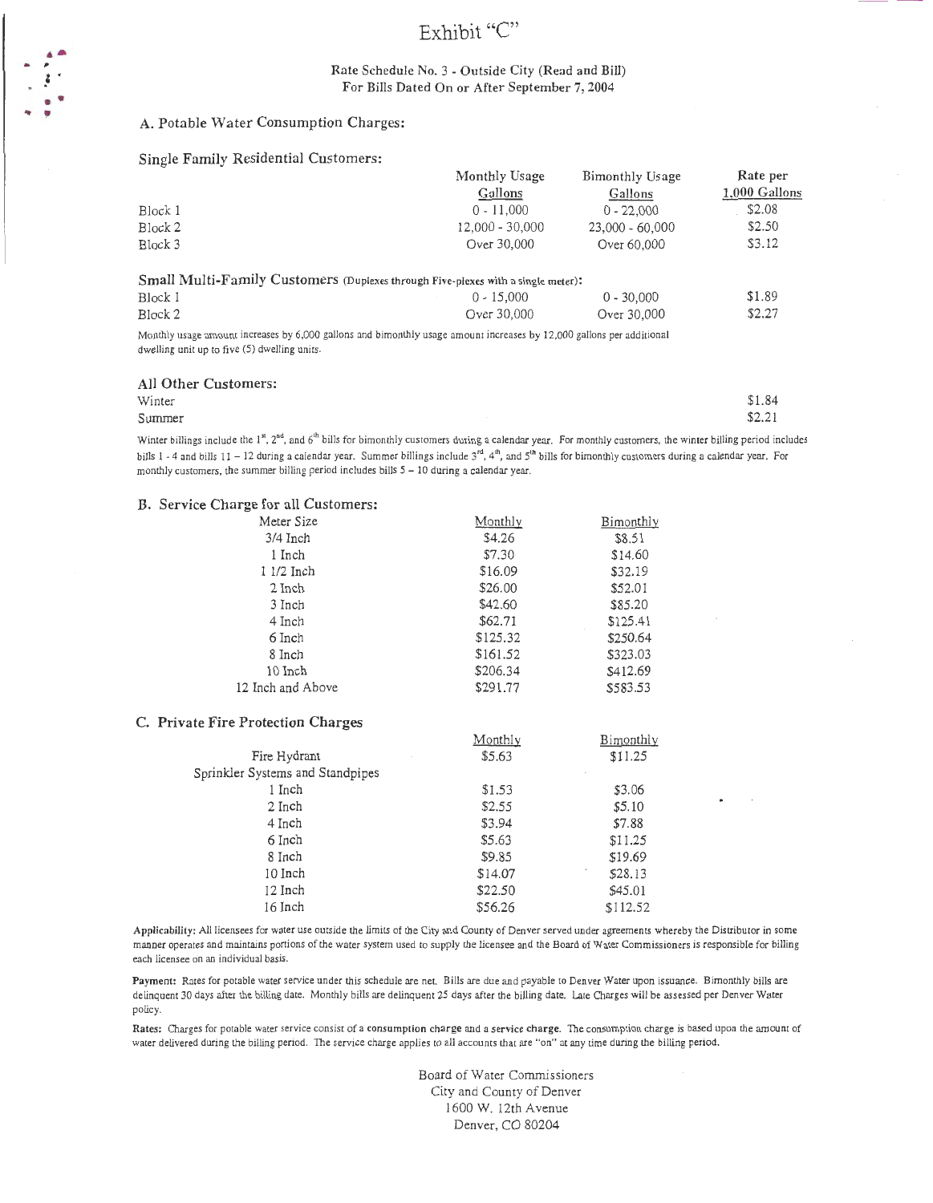# Exhibit "C"

Rate Schedule No. 3 - Outside City (Read and Bill)
For Bills Dated On or After September 7, 2004

## A. Potable Water Consumption Charges:

### Single Family Residential Customers:

| | Monthly Usage Gallons | Bimonthly Usage Gallons | Rate per 1,000 Gallons |
|---|---|---|---|
| Block 1 | 0 - 11,000 | 0 - 22,000 | $2.08 |
| Block 2 | 12,000 - 30,000 | 23,000 - 60,000 | $2.50 |
| Block 3 | Over 30,000 | Over 60,000 | $3.12 |

### Small Multi-Family Customers (Duplexes through Five-plexes with a single meter):

| | Monthly Usage Gallons | Bimonthly Usage Gallons | Rate per 1,000 Gallons |
|---|---|---|---|
| Block 1 | 0 - 15,000 | 0 - 30,000 | $1.89 |
| Block 2 | Over 30,000 | Over 30,000 | $2.27 |

Monthly usage amount increases by 6,000 gallons and bimonthly usage amount increases by 12,000 gallons per additional dwelling unit up to five (5) dwelling units.

### All Other Customers:

| | Rate |
|---|---|
| Winter | $1.84 |
| Summer | $2.21 |

Winter billings include the 1st, 2nd, and 6th bills for bimonthly customers during a calendar year. For monthly customers, the winter billing period includes bills 1 - 4 and bills 11 – 12 during a calendar year. Summer billings include 3rd, 4th, and 5th bills for bimonthly customers during a calendar year. For monthly customers, the summer billing period includes bills 5 – 10 during a calendar year.

## B. Service Charge for all Customers:

| Meter Size | Monthly | Bimonthly |
|---|---|---|
| 3/4 Inch | $4.26 | $8.51 |
| 1 Inch | $7.30 | $14.60 |
| 1 1/2 Inch | $16.09 | $32.19 |
| 2 Inch | $26.00 | $52.01 |
| 3 Inch | $42.60 | $85.20 |
| 4 Inch | $62.71 | $125.41 |
| 6 Inch | $125.32 | $250.64 |
| 8 Inch | $161.52 | $323.03 |
| 10 Inch | $206.34 | $412.69 |
| 12 Inch and Above | $291.77 | $583.53 |

## C. Private Fire Protection Charges

| | Monthly | Bimonthly |
|---|---|---|
| Fire Hydrant | $5.63 | $11.25 |
| Sprinkler Systems and Standpipes | | |
| 1 Inch | $1.53 | $3.06 |
| 2 Inch | $2.55 | $5.10 |
| 4 Inch | $3.94 | $7.88 |
| 6 Inch | $5.63 | $11.25 |
| 8 Inch | $9.85 | $19.69 |
| 10 Inch | $14.07 | $28.13 |
| 12 Inch | $22.50 | $45.01 |
| 16 Inch | $56.26 | $112.52 |

**Applicability:** All licensees for water use outside the limits of the City and County of Denver served under agreements whereby the Distributor in some manner operates and maintains portions of the water system used to supply the licensee and the Board of Water Commissioners is responsible for billing each licensee on an individual basis.

**Payment:** Rates for potable water service under this schedule are net. Bills are due and payable to Denver Water upon issuance. Bimonthly bills are delinquent 30 days after the billing date. Monthly bills are delinquent 25 days after the billing date. Late Charges will be assessed per Denver Water policy.

**Rates:** Charges for potable water service consist of a **consumption charge** and a **service charge**. The consumption charge is based upon the amount of water delivered during the billing period. The service charge applies to all accounts that are "on" at any time during the billing period.

Board of Water Commissioners
City and County of Denver
1600 W. 12th Avenue
Denver, CO 80204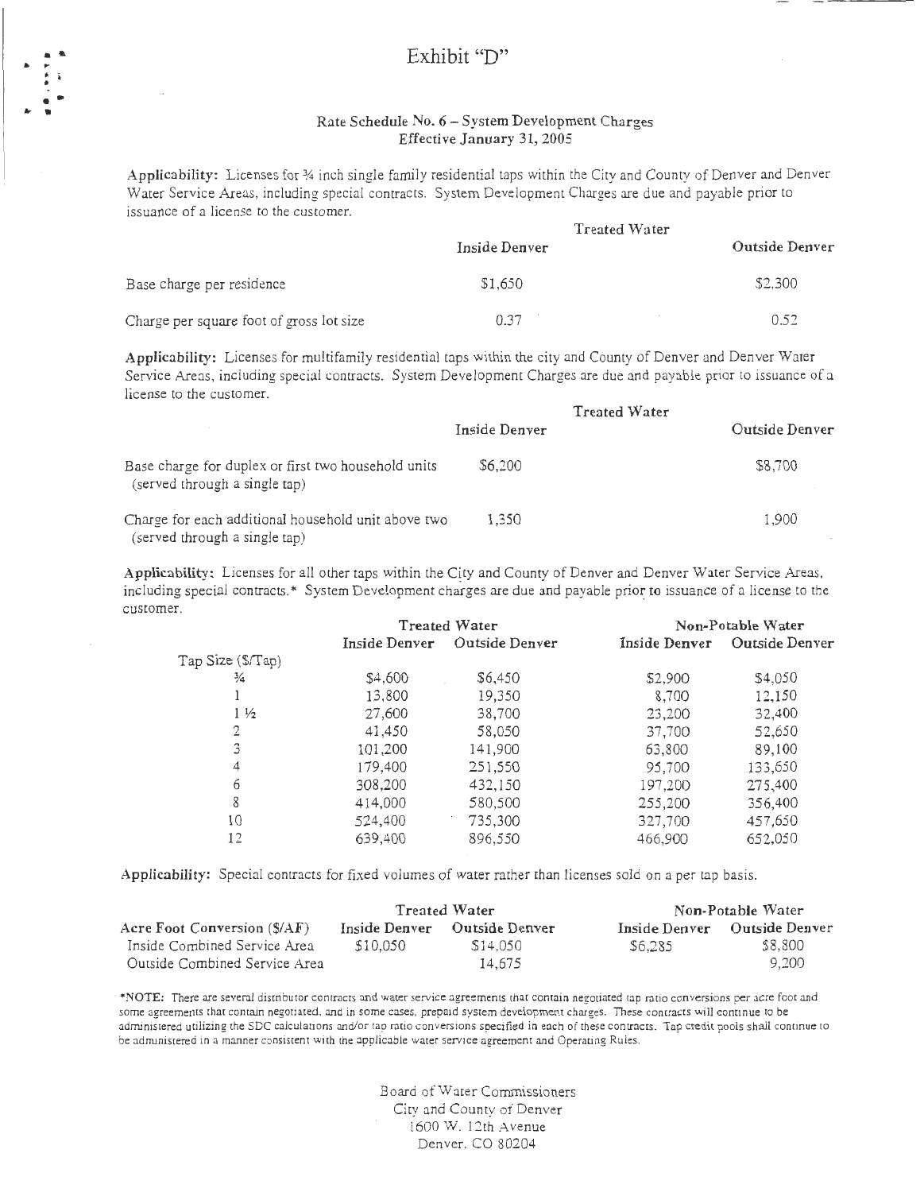# Exhibit "D"

**Rate Schedule No. 6 – System Development Charges**
**Effective January 31, 2005**

**Applicability:** Licenses for ¾ inch single family residential taps within the City and County of Denver and Denver Water Service Areas, including special contracts. System Development Charges are due and payable prior to issuance of a license to the customer.

| | Treated Water | |
|---|---|---|
| | **Inside Denver** | **Outside Denver** |
| Base charge per residence | $1,650 | $2,300 |
| Charge per square foot of gross lot size | 0.37 | 0.52 |

**Applicability:** Licenses for multifamily residential taps within the city and County of Denver and Denver Water Service Areas, including special contracts. System Development Charges are due and payable prior to issuance of a license to the customer.

| | Treated Water | |
|---|---|---|
| | **Inside Denver** | **Outside Denver** |
| Base charge for duplex or first two household units (served through a single tap) | $6,200 | $8,700 |
| Charge for each additional household unit above two (served through a single tap) | 1,350 | 1,900 |

**Applicability:** Licenses for all other taps within the City and County of Denver and Denver Water Service Areas, including special contracts.* System Development charges are due and payable prior to issuance of a license to the customer.

| | Treated Water | | Non-Potable Water | |
|---|---|---|---|---|
| | **Inside Denver** | **Outside Denver** | **Inside Denver** | **Outside Denver** |
| Tap Size ($/Tap) | | | | |
| ¾ | $4,600 | $6,450 | $2,900 | $4,050 |
| 1 | 13,800 | 19,350 | 8,700 | 12,150 |
| 1 ½ | 27,600 | 38,700 | 23,200 | 32,400 |
| 2 | 41,450 | 58,050 | 37,700 | 52,650 |
| 3 | 101,200 | 141,900 | 63,800 | 89,100 |
| 4 | 179,400 | 251,550 | 95,700 | 133,650 |
| 6 | 308,200 | 432,150 | 197,200 | 275,400 |
| 8 | 414,000 | 580,500 | 255,200 | 356,400 |
| 10 | 524,400 | 735,300 | 327,700 | 457,650 |
| 12 | 639,400 | 896,550 | 466,900 | 652,050 |

**Applicability:** Special contracts for fixed volumes of water rather than licenses sold on a per tap basis.

| | Treated Water | | Non-Potable Water | |
|---|---|---|---|---|
| **Acre Foot Conversion ($/AF)** | **Inside Denver** | **Outside Denver** | **Inside Denver** | **Outside Denver** |
| Inside Combined Service Area | $10,050 | $14,050 | $6,285 | $8,800 |
| Outside Combined Service Area | | 14,675 | | 9,200 |

*NOTE: There are several distributor contracts and water service agreements that contain negotiated tap ratio conversions per acre foot and some agreements that contain negotiated, and in some cases, prepaid system development charges. These contracts will continue to be administered utilizing the SDC calculations and/or tap ratio conversions specified in each of these contracts. Tap credit pools shall continue to be administered in a manner consistent with the applicable water service agreement and Operating Rules.

Board of Water Commissioners
City and County of Denver
1600 W. 12th Avenue
Denver, CO 80204